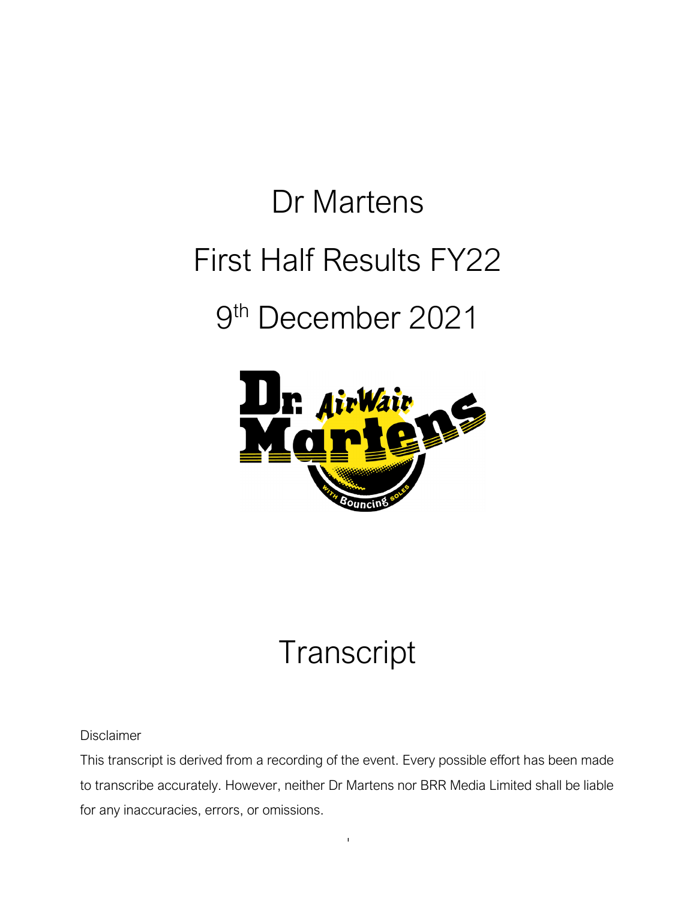# Dr Martens

# First Half Results FY22

# 9th December 2021

# Transcript

Disclaimer

This transcript is derived from a recording of the event. Every possible effort has been made to transcribe accurately. However, neither Dr Martens nor BRR Media Limited shall be liable for any inaccuracies, errors, or omissions.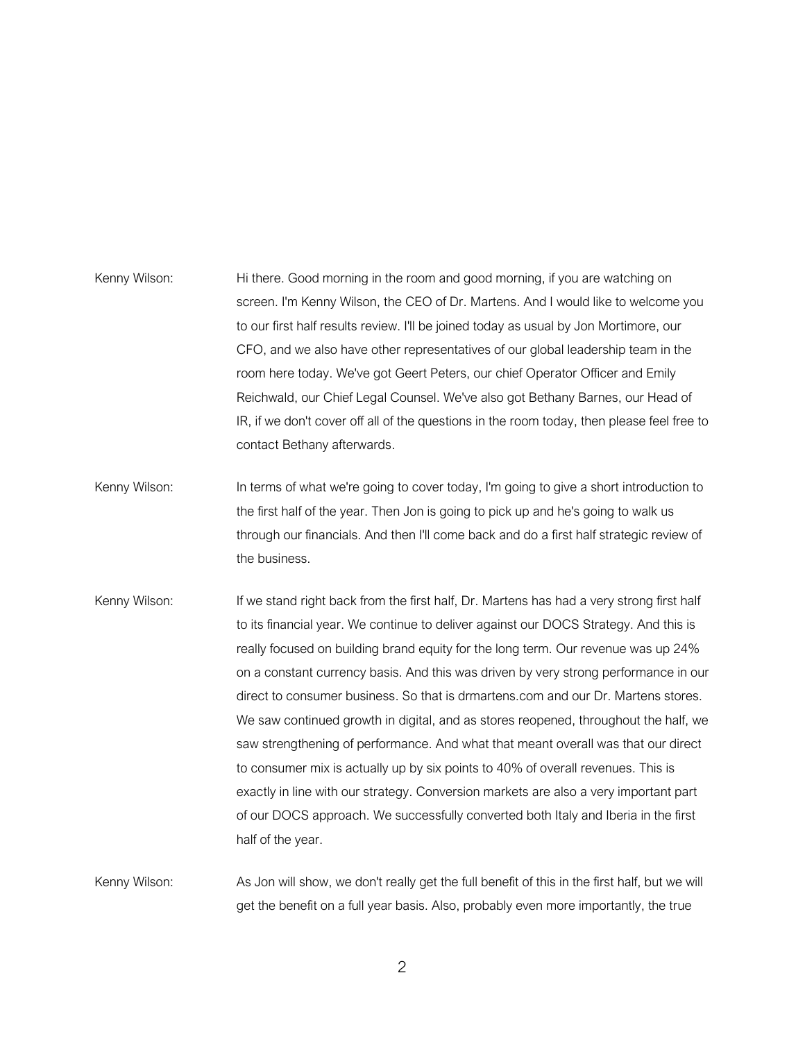Kenny Wilson: Hi there. Good morning in the room and good morning, if you are watching on screen. I'm Kenny Wilson, the CEO of Dr. Martens. And I would like to welcome you to our first half results review. I'll be joined today as usual by Jon Mortimore, our CFO, and we also have other representatives of our global leadership team in the room here today. We've got Geert Peters, our chief Operator Officer and Emily Reichwald, our Chief Legal Counsel. We've also got Bethany Barnes, our Head of IR, if we don't cover off all of the questions in the room today, then please feel free to contact Bethany afterwards.

Kenny Wilson: In terms of what we're going to cover today, I'm going to give a short introduction to the first half of the year. Then Jon is going to pick up and he's going to walk us through our financials. And then I'll come back and do a first half strategic review of the business.

Kenny Wilson: If we stand right back from the first half, Dr. Martens has had a very strong first half to its financial year. We continue to deliver against our DOCS Strategy. And this is really focused on building brand equity for the long term. Our revenue was up 24% on a constant currency basis. And this was driven by very strong performance in our direct to consumer business. So that is drmartens.com and our Dr. Martens stores. We saw continued growth in digital, and as stores reopened, throughout the half, we saw strengthening of performance. And what that meant overall was that our direct to consumer mix is actually up by six points to 40% of overall revenues. This is exactly in line with our strategy. Conversion markets are also a very important part of our DOCS approach. We successfully converted both Italy and Iberia in the first half of the year.

Kenny Wilson: As Jon will show, we don't really get the full benefit of this in the first half, but we will get the benefit on a full year basis. Also, probably even more importantly, the true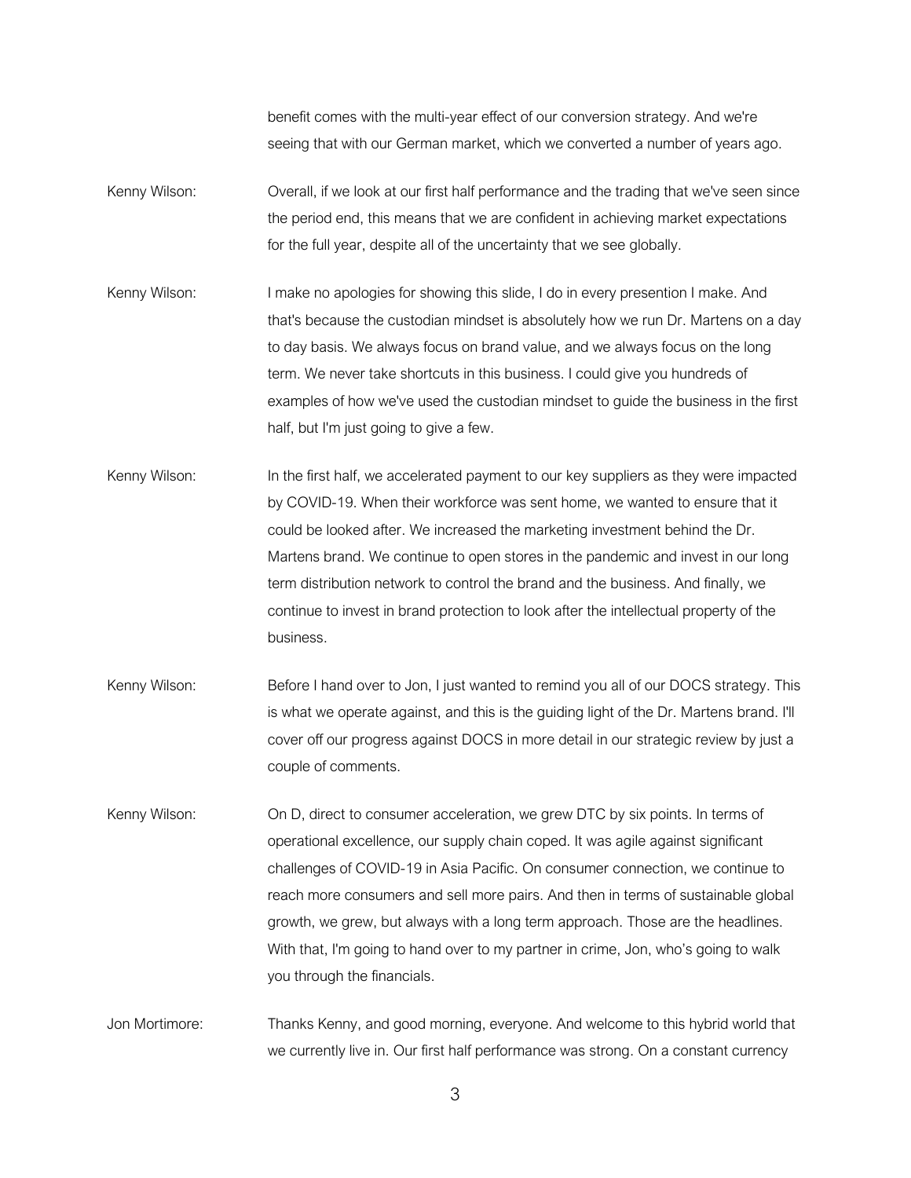benefit comes with the multi-year effect of our conversion strategy. And we're seeing that with our German market, which we converted a number of years ago.

Kenny Wilson: Overall, if we look at our first half performance and the trading that we've seen since the period end, this means that we are confident in achieving market expectations for the full year, despite all of the uncertainty that we see globally.

Kenny Wilson: I make no apologies for showing this slide, I do in every presention I make. And that's because the custodian mindset is absolutely how we run Dr. Martens on a day to day basis. We always focus on brand value, and we always focus on the long term. We never take shortcuts in this business. I could give you hundreds of examples of how we've used the custodian mindset to guide the business in the first half, but I'm just going to give a few.

Kenny Wilson: In the first half, we accelerated payment to our key suppliers as they were impacted by COVID-19. When their workforce was sent home, we wanted to ensure that it could be looked after. We increased the marketing investment behind the Dr. Martens brand. We continue to open stores in the pandemic and invest in our long term distribution network to control the brand and the business. And finally, we continue to invest in brand protection to look after the intellectual property of the business.

Kenny Wilson: Before I hand over to Jon, I just wanted to remind you all of our DOCS strategy. This is what we operate against, and this is the guiding light of the Dr. Martens brand. I'll cover off our progress against DOCS in more detail in our strategic review by just a couple of comments.

Kenny Wilson: On D, direct to consumer acceleration, we grew DTC by six points. In terms of operational excellence, our supply chain coped. It was agile against significant challenges of COVID-19 in Asia Pacific. On consumer connection, we continue to reach more consumers and sell more pairs. And then in terms of sustainable global growth, we grew, but always with a long term approach. Those are the headlines. With that, I'm going to hand over to my partner in crime, Jon, who's going to walk you through the financials.

Jon Mortimore: Thanks Kenny, and good morning, everyone. And welcome to this hybrid world that we currently live in. Our first half performance was strong. On a constant currency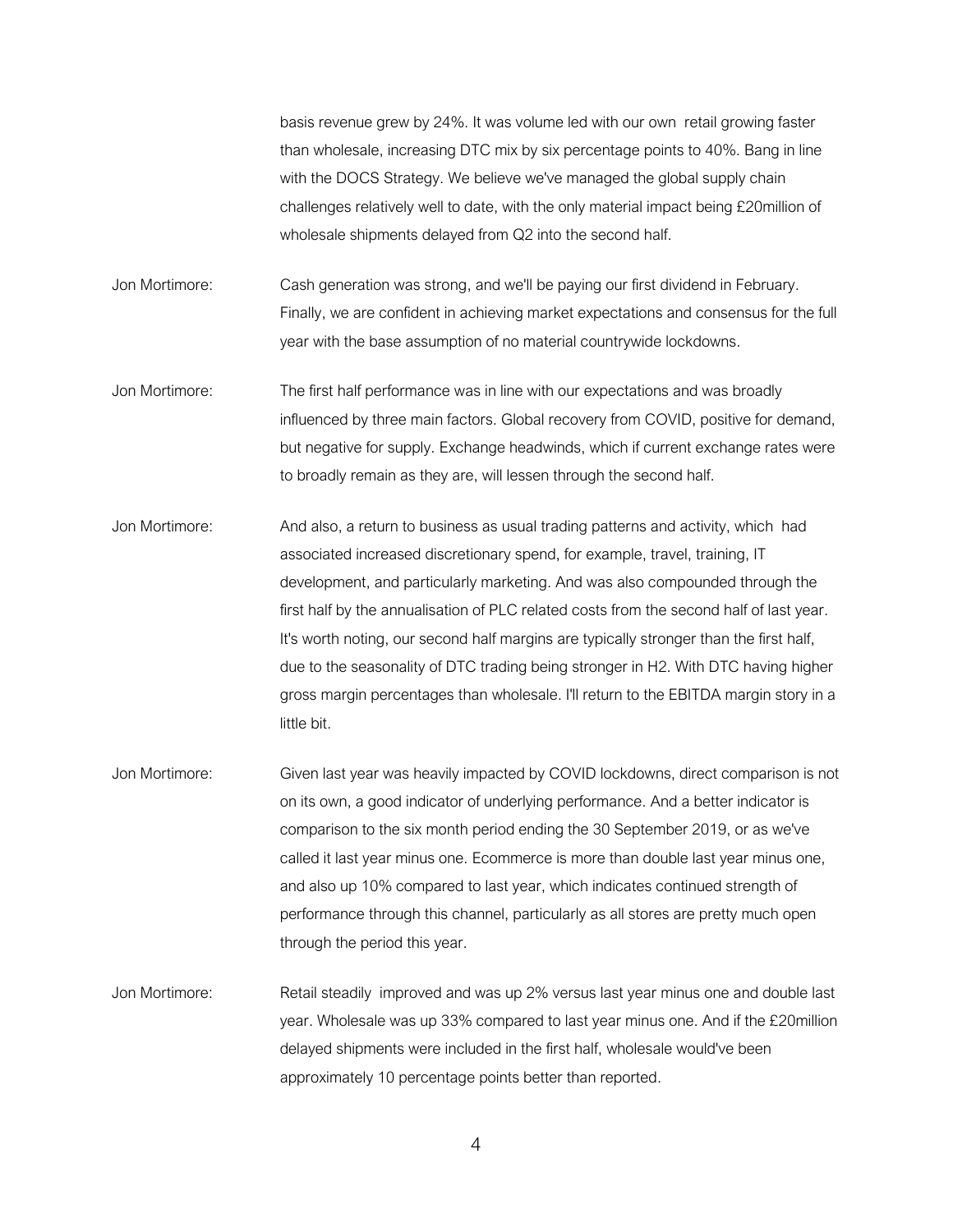basis revenue grew by 24%. It was volume led with our own retail growing faster than wholesale, increasing DTC mix by six percentage points to 40%. Bang in line with the DOCS Strategy. We believe we've managed the global supply chain challenges relatively well to date, with the only material impact being £20million of wholesale shipments delayed from Q2 into the second half.

Jon Mortimore: Cash generation was strong, and we'll be paying our first dividend in February. Finally, we are confident in achieving market expectations and consensus for the full year with the base assumption of no material countrywide lockdowns.

Jon Mortimore: The first half performance was in line with our expectations and was broadly influenced by three main factors. Global recovery from COVID, positive for demand, but negative for supply. Exchange headwinds, which if current exchange rates were to broadly remain as they are, will lessen through the second half.

Jon Mortimore: And also, a return to business as usual trading patterns and activity, which had associated increased discretionary spend, for example, travel, training, IT development, and particularly marketing. And was also compounded through the first half by the annualisation of PLC related costs from the second half of last year. It's worth noting, our second half margins are typically stronger than the first half, due to the seasonality of DTC trading being stronger in H2. With DTC having higher gross margin percentages than wholesale. I'll return to the EBITDA margin story in a little bit.

Jon Mortimore: Given last year was heavily impacted by COVID lockdowns, direct comparison is not on its own, a good indicator of underlying performance. And a better indicator is comparison to the six month period ending the 30 September 2019, or as we've called it last year minus one. Ecommerce is more than double last year minus one, and also up 10% compared to last year, which indicates continued strength of performance through this channel, particularly as all stores are pretty much open through the period this year.

Jon Mortimore: Retail steadily improved and was up 2% versus last year minus one and double last year. Wholesale was up 33% compared to last year minus one. And if the £20million delayed shipments were included in the first half, wholesale would've been approximately 10 percentage points better than reported.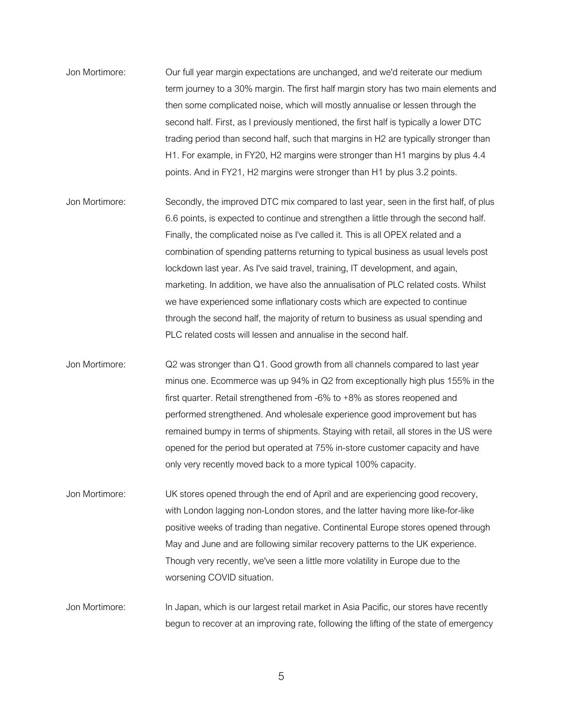Jon Mortimore: Our full year margin expectations are unchanged, and we'd reiterate our medium term journey to a 30% margin. The first half margin story has two main elements and then some complicated noise, which will mostly annualise or lessen through the second half. First, as I previously mentioned, the first half is typically a lower DTC trading period than second half, such that margins in H2 are typically stronger than H1. For example, in FY20, H2 margins were stronger than H1 margins by plus 4.4 points. And in FY21, H2 margins were stronger than H1 by plus 3.2 points.

Jon Mortimore: Secondly, the improved DTC mix compared to last year, seen in the first half, of plus 6.6 points, is expected to continue and strengthen a little through the second half. Finally, the complicated noise as I've called it. This is all OPEX related and a combination of spending patterns returning to typical business as usual levels post lockdown last year. As I've said travel, training, IT development, and again, marketing. In addition, we have also the annualisation of PLC related costs. Whilst we have experienced some inflationary costs which are expected to continue through the second half, the majority of return to business as usual spending and PLC related costs will lessen and annualise in the second half.

Jon Mortimore: Q2 was stronger than Q1. Good growth from all channels compared to last year minus one. Ecommerce was up 94% in Q2 from exceptionally high plus 155% in the first quarter. Retail strengthened from -6% to +8% as stores reopened and performed strengthened. And wholesale experience good improvement but has remained bumpy in terms of shipments. Staying with retail, all stores in the US were opened for the period but operated at 75% in-store customer capacity and have only very recently moved back to a more typical 100% capacity.

Jon Mortimore: UK stores opened through the end of April and are experiencing good recovery, with London lagging non-London stores, and the latter having more like-for-like positive weeks of trading than negative. Continental Europe stores opened through May and June and are following similar recovery patterns to the UK experience. Though very recently, we've seen a little more volatility in Europe due to the worsening COVID situation.

Jon Mortimore: In Japan, which is our largest retail market in Asia Pacific, our stores have recently begun to recover at an improving rate, following the lifting of the state of emergency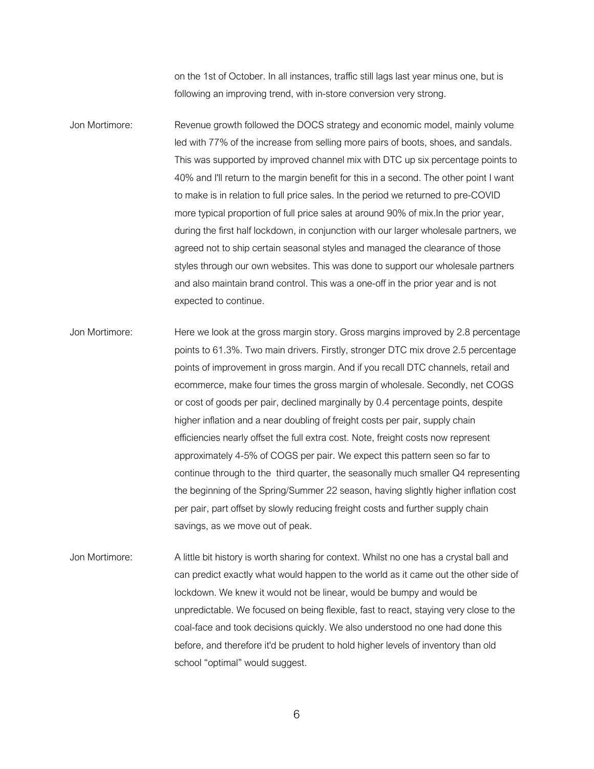on the 1st of October. In all instances, traffic still lags last year minus one, but is following an improving trend, with in-store conversion very strong.

Jon Mortimore: Revenue growth followed the DOCS strategy and economic model, mainly volume led with 77% of the increase from selling more pairs of boots, shoes, and sandals. This was supported by improved channel mix with DTC up six percentage points to 40% and I'll return to the margin benefit for this in a second. The other point I want to make is in relation to full price sales. In the period we returned to pre-COVID more typical proportion of full price sales at around 90% of mix.In the prior year, during the first half lockdown, in conjunction with our larger wholesale partners, we agreed not to ship certain seasonal styles and managed the clearance of those styles through our own websites. This was done to support our wholesale partners and also maintain brand control. This was a one-off in the prior year and is not expected to continue.

Jon Mortimore: Here we look at the gross margin story. Gross margins improved by 2.8 percentage points to 61.3%. Two main drivers. Firstly, stronger DTC mix drove 2.5 percentage points of improvement in gross margin. And if you recall DTC channels, retail and ecommerce, make four times the gross margin of wholesale. Secondly, net COGS or cost of goods per pair, declined marginally by 0.4 percentage points, despite higher inflation and a near doubling of freight costs per pair, supply chain efficiencies nearly offset the full extra cost. Note, freight costs now represent approximately 4-5% of COGS per pair. We expect this pattern seen so far to continue through to the third quarter, the seasonally much smaller Q4 representing the beginning of the Spring/Summer 22 season, having slightly higher inflation cost per pair, part offset by slowly reducing freight costs and further supply chain savings, as we move out of peak.

Jon Mortimore: A little bit history is worth sharing for context. Whilst no one has a crystal ball and can predict exactly what would happen to the world as it came out the other side of lockdown. We knew it would not be linear, would be bumpy and would be unpredictable. We focused on being flexible, fast to react, staying very close to the coal-face and took decisions quickly. We also understood no one had done this before, and therefore it'd be prudent to hold higher levels of inventory than old school "optimal" would suggest.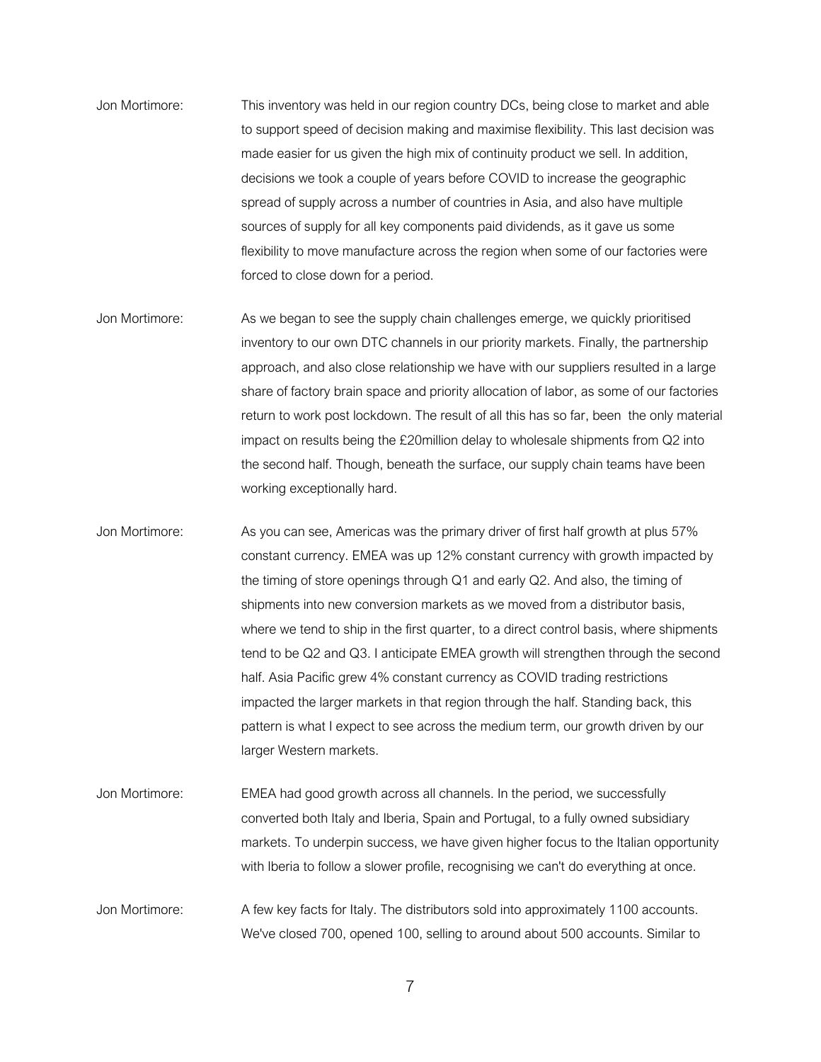Jon Mortimore: This inventory was held in our region country DCs, being close to market and able to support speed of decision making and maximise flexibility. This last decision was made easier for us given the high mix of continuity product we sell. In addition, decisions we took a couple of years before COVID to increase the geographic spread of supply across a number of countries in Asia, and also have multiple sources of supply for all key components paid dividends, as it gave us some flexibility to move manufacture across the region when some of our factories were forced to close down for a period.

Jon Mortimore: As we began to see the supply chain challenges emerge, we quickly prioritised inventory to our own DTC channels in our priority markets. Finally, the partnership approach, and also close relationship we have with our suppliers resulted in a large share of factory brain space and priority allocation of labor, as some of our factories return to work post lockdown. The result of all this has so far, been the only material impact on results being the £20million delay to wholesale shipments from Q2 into the second half. Though, beneath the surface, our supply chain teams have been working exceptionally hard.

Jon Mortimore: As you can see, Americas was the primary driver of first half growth at plus 57% constant currency. EMEA was up 12% constant currency with growth impacted by the timing of store openings through Q1 and early Q2. And also, the timing of shipments into new conversion markets as we moved from a distributor basis, where we tend to ship in the first quarter, to a direct control basis, where shipments tend to be Q2 and Q3. I anticipate EMEA growth will strengthen through the second half. Asia Pacific grew 4% constant currency as COVID trading restrictions impacted the larger markets in that region through the half. Standing back, this pattern is what I expect to see across the medium term, our growth driven by our larger Western markets.

Jon Mortimore: EMEA had good growth across all channels. In the period, we successfully converted both Italy and Iberia, Spain and Portugal, to a fully owned subsidiary markets. To underpin success, we have given higher focus to the Italian opportunity with Iberia to follow a slower profile, recognising we can't do everything at once.

Jon Mortimore: A few key facts for Italy. The distributors sold into approximately 1100 accounts. We've closed 700, opened 100, selling to around about 500 accounts. Similar to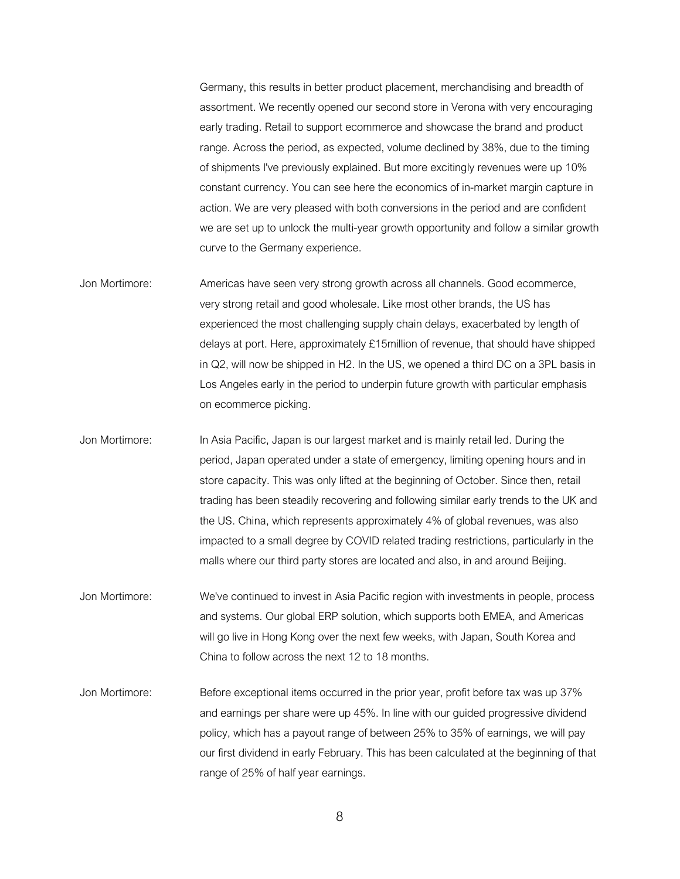Germany, this results in better product placement, merchandising and breadth of assortment. We recently opened our second store in Verona with very encouraging early trading. Retail to support ecommerce and showcase the brand and product range. Across the period, as expected, volume declined by 38%, due to the timing of shipments I've previously explained. But more excitingly revenues were up 10% constant currency. You can see here the economics of in-market margin capture in action. We are very pleased with both conversions in the period and are confident we are set up to unlock the multi-year growth opportunity and follow a similar growth curve to the Germany experience.

Jon Mortimore: Americas have seen very strong growth across all channels. Good ecommerce, very strong retail and good wholesale. Like most other brands, the US has experienced the most challenging supply chain delays, exacerbated by length of delays at port. Here, approximately £15million of revenue, that should have shipped in Q2, will now be shipped in H2. In the US, we opened a third DC on a 3PL basis in Los Angeles early in the period to underpin future growth with particular emphasis on ecommerce picking.

Jon Mortimore: In Asia Pacific, Japan is our largest market and is mainly retail led. During the period, Japan operated under a state of emergency, limiting opening hours and in store capacity. This was only lifted at the beginning of October. Since then, retail trading has been steadily recovering and following similar early trends to the UK and the US. China, which represents approximately 4% of global revenues, was also impacted to a small degree by COVID related trading restrictions, particularly in the malls where our third party stores are located and also, in and around Beijing.

Jon Mortimore: We've continued to invest in Asia Pacific region with investments in people, process and systems. Our global ERP solution, which supports both EMEA, and Americas will go live in Hong Kong over the next few weeks, with Japan, South Korea and China to follow across the next 12 to 18 months.

Jon Mortimore: Before exceptional items occurred in the prior year, profit before tax was up 37% and earnings per share were up 45%. In line with our guided progressive dividend policy, which has a payout range of between 25% to 35% of earnings, we will pay our first dividend in early February. This has been calculated at the beginning of that range of 25% of half year earnings.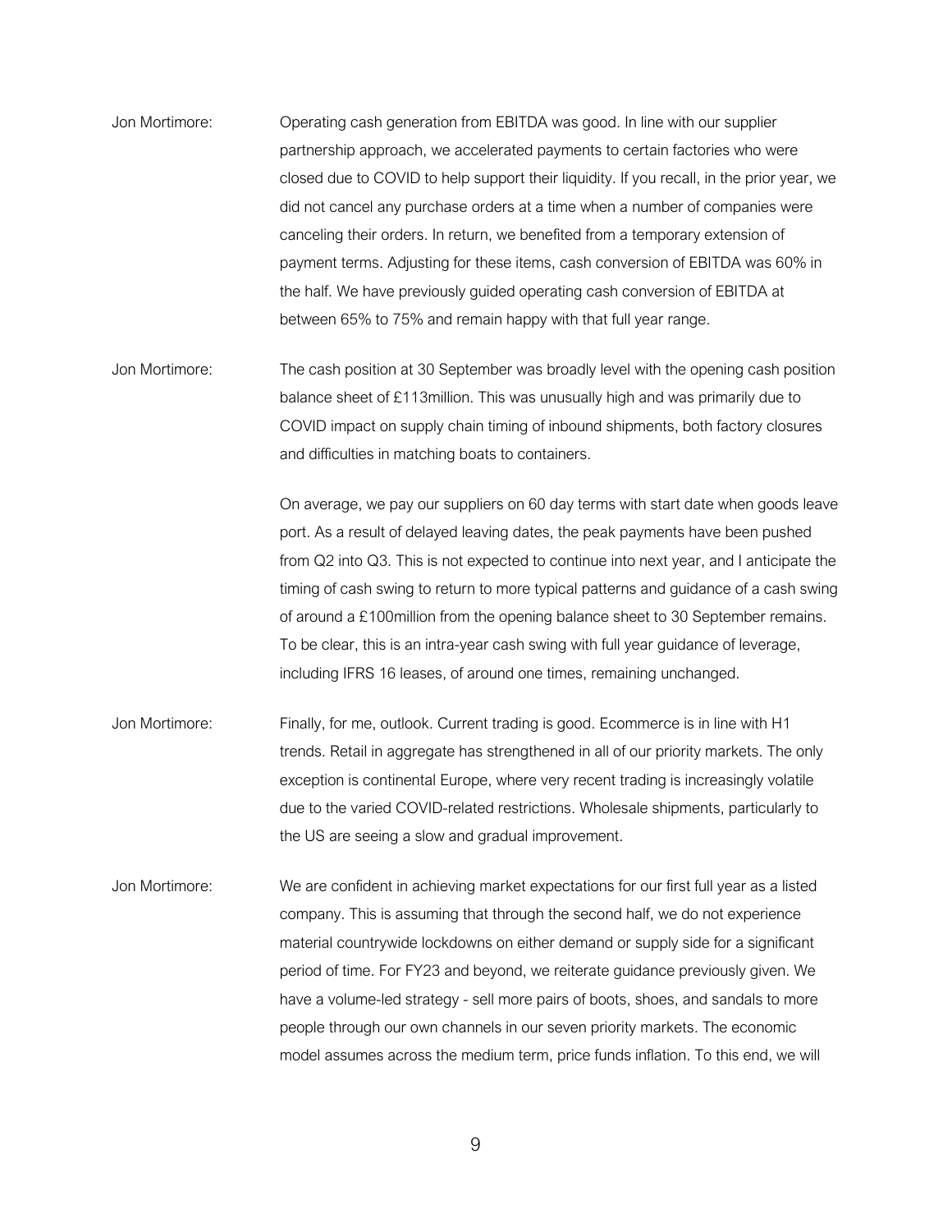Jon Mortimore: Operating cash generation from EBITDA was good. In line with our supplier partnership approach, we accelerated payments to certain factories who were closed due to COVID to help support their liquidity. If you recall, in the prior year, we did not cancel any purchase orders at a time when a number of companies were canceling their orders. In return, we benefited from a temporary extension of payment terms. Adjusting for these items, cash conversion of EBITDA was 60% in the half. We have previously guided operating cash conversion of EBITDA at between 65% to 75% and remain happy with that full year range.

Jon Mortimore: The cash position at 30 September was broadly level with the opening cash position balance sheet of £113million. This was unusually high and was primarily due to COVID impact on supply chain timing of inbound shipments, both factory closures and difficulties in matching boats to containers.

On average, we pay our suppliers on 60 day terms with start date when goods leave port. As a result of delayed leaving dates, the peak payments have been pushed from Q2 into Q3. This is not expected to continue into next year, and I anticipate the timing of cash swing to return to more typical patterns and guidance of a cash swing of around a £100million from the opening balance sheet to 30 September remains. To be clear, this is an intra-year cash swing with full year guidance of leverage, including IFRS 16 leases, of around one times, remaining unchanged.

Jon Mortimore: Finally, for me, outlook. Current trading is good. Ecommerce is in line with H1 trends. Retail in aggregate has strengthened in all of our priority markets. The only exception is continental Europe, where very recent trading is increasingly volatile due to the varied COVID-related restrictions. Wholesale shipments, particularly to the US are seeing a slow and gradual improvement.

Jon Mortimore: We are confident in achieving market expectations for our first full year as a listed company. This is assuming that through the second half, we do not experience material countrywide lockdowns on either demand or supply side for a significant period of time. For FY23 and beyond, we reiterate guidance previously given. We have a volume-led strategy - sell more pairs of boots, shoes, and sandals to more people through our own channels in our seven priority markets. The economic model assumes across the medium term, price funds inflation. To this end, we will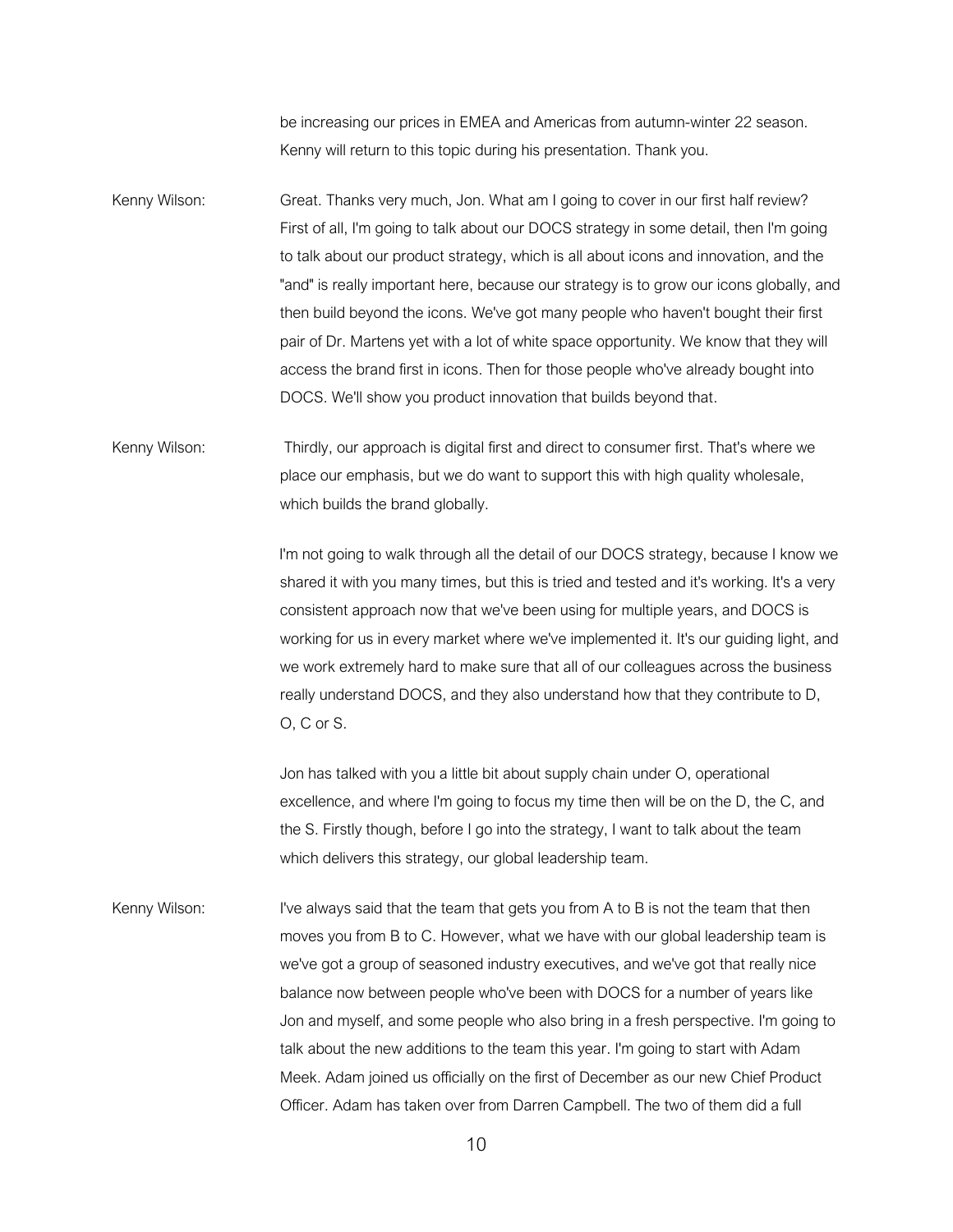be increasing our prices in EMEA and Americas from autumn-winter 22 season. Kenny will return to this topic during his presentation. Thank you.

Kenny Wilson: Great. Thanks very much, Jon. What am I going to cover in our first half review? First of all, I'm going to talk about our DOCS strategy in some detail, then I'm going to talk about our product strategy, which is all about icons and innovation, and the "and" is really important here, because our strategy is to grow our icons globally, and then build beyond the icons. We've got many people who haven't bought their first pair of Dr. Martens yet with a lot of white space opportunity. We know that they will access the brand first in icons. Then for those people who've already bought into DOCS. We'll show you product innovation that builds beyond that.

Kenny Wilson: Thirdly, our approach is digital first and direct to consumer first. That's where we place our emphasis, but we do want to support this with high quality wholesale, which builds the brand globally.

I'm not going to walk through all the detail of our DOCS strategy, because I know we shared it with you many times, but this is tried and tested and it's working. It's a very consistent approach now that we've been using for multiple years, and DOCS is working for us in every market where we've implemented it. It's our guiding light, and we work extremely hard to make sure that all of our colleagues across the business really understand DOCS, and they also understand how that they contribute to D, O, C or S.

Jon has talked with you a little bit about supply chain under O, operational excellence, and where I'm going to focus my time then will be on the D, the C, and the S. Firstly though, before I go into the strategy, I want to talk about the team which delivers this strategy, our global leadership team.

Kenny Wilson: I've always said that the team that gets you from A to B is not the team that then moves you from B to C. However, what we have with our global leadership team is we've got a group of seasoned industry executives, and we've got that really nice balance now between people who've been with DOCS for a number of years like Jon and myself, and some people who also bring in a fresh perspective. I'm going to talk about the new additions to the team this year. I'm going to start with Adam Meek. Adam joined us officially on the first of December as our new Chief Product Officer. Adam has taken over from Darren Campbell. The two of them did a full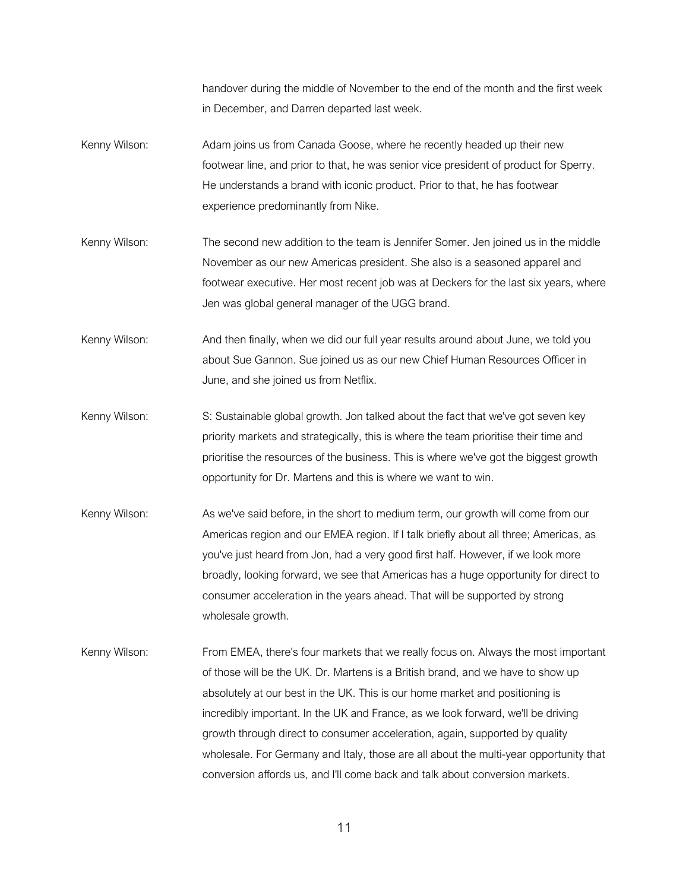handover during the middle of November to the end of the month and the first week in December, and Darren departed last week.

Kenny Wilson: Adam joins us from Canada Goose, where he recently headed up their new footwear line, and prior to that, he was senior vice president of product for Sperry. He understands a brand with iconic product. Prior to that, he has footwear experience predominantly from Nike.

Kenny Wilson: The second new addition to the team is Jennifer Somer. Jen joined us in the middle November as our new Americas president. She also is a seasoned apparel and footwear executive. Her most recent job was at Deckers for the last six years, where Jen was global general manager of the UGG brand.

Kenny Wilson: And then finally, when we did our full year results around about June, we told you about Sue Gannon. Sue joined us as our new Chief Human Resources Officer in June, and she joined us from Netflix.

Kenny Wilson: S: Sustainable global growth. Jon talked about the fact that we've got seven key priority markets and strategically, this is where the team prioritise their time and prioritise the resources of the business. This is where we've got the biggest growth opportunity for Dr. Martens and this is where we want to win.

Kenny Wilson: As we've said before, in the short to medium term, our growth will come from our Americas region and our EMEA region. If I talk briefly about all three; Americas, as you've just heard from Jon, had a very good first half. However, if we look more broadly, looking forward, we see that Americas has a huge opportunity for direct to consumer acceleration in the years ahead. That will be supported by strong wholesale growth.

Kenny Wilson: From EMEA, there's four markets that we really focus on. Always the most important of those will be the UK. Dr. Martens is a British brand, and we have to show up absolutely at our best in the UK. This is our home market and positioning is incredibly important. In the UK and France, as we look forward, we'll be driving growth through direct to consumer acceleration, again, supported by quality wholesale. For Germany and Italy, those are all about the multi-year opportunity that conversion affords us, and I'll come back and talk about conversion markets.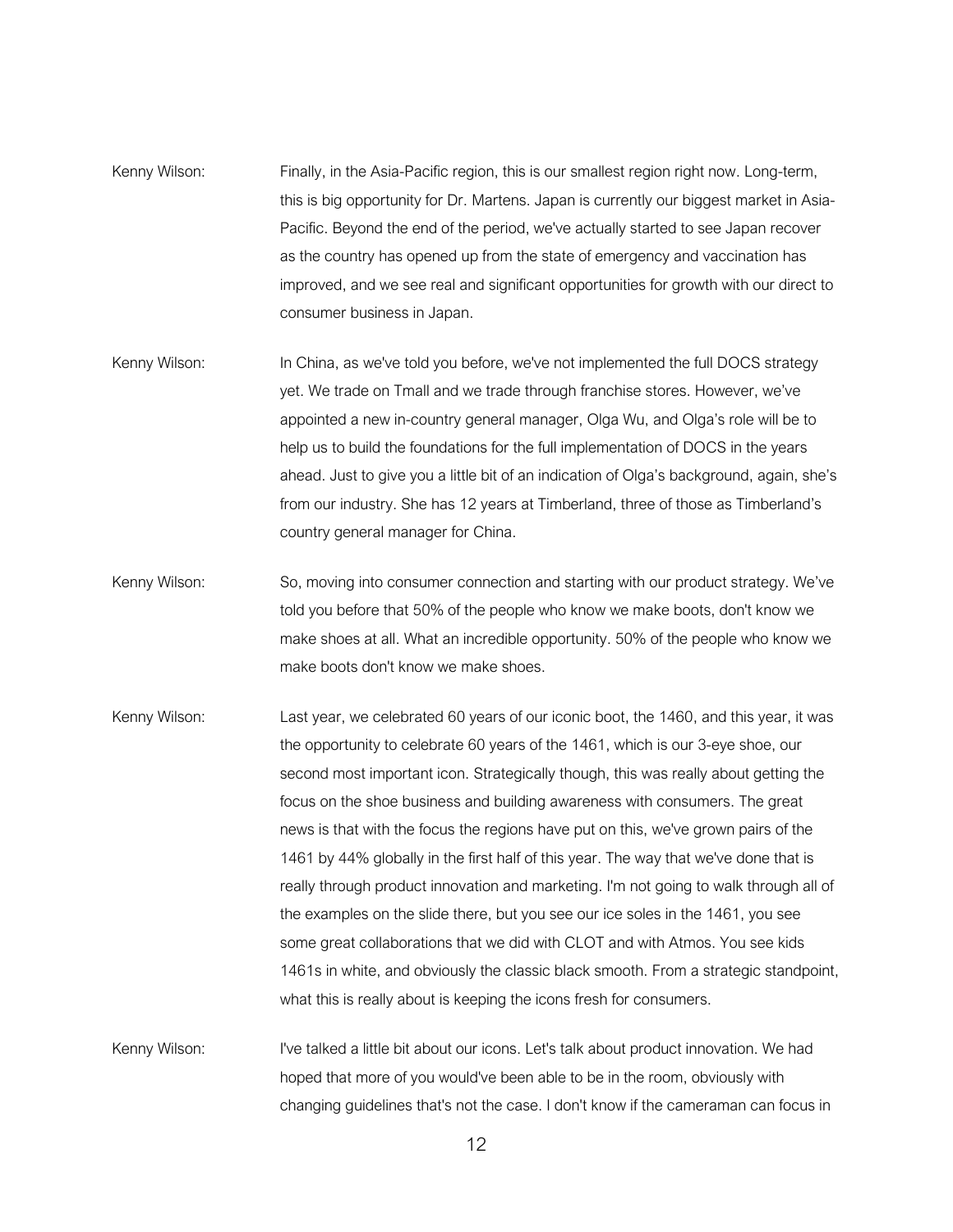Kenny Wilson: Finally, in the Asia-Pacific region, this is our smallest region right now. Long-term, this is big opportunity for Dr. Martens. Japan is currently our biggest market in Asia-Pacific. Beyond the end of the period, we've actually started to see Japan recover as the country has opened up from the state of emergency and vaccination has improved, and we see real and significant opportunities for growth with our direct to consumer business in Japan.

Kenny Wilson: In China, as we've told you before, we've not implemented the full DOCS strategy yet. We trade on Tmall and we trade through franchise stores. However, we've appointed a new in-country general manager, Olga Wu, and Olga's role will be to help us to build the foundations for the full implementation of DOCS in the years ahead. Just to give you a little bit of an indication of Olga's background, again, she's from our industry. She has 12 years at Timberland, three of those as Timberland's country general manager for China.

Kenny Wilson: So, moving into consumer connection and starting with our product strategy. We've told you before that 50% of the people who know we make boots, don't know we make shoes at all. What an incredible opportunity. 50% of the people who know we make boots don't know we make shoes.

Kenny Wilson: Last year, we celebrated 60 years of our iconic boot, the 1460, and this year, it was the opportunity to celebrate 60 years of the 1461, which is our 3-eye shoe, our second most important icon. Strategically though, this was really about getting the focus on the shoe business and building awareness with consumers. The great news is that with the focus the regions have put on this, we've grown pairs of the 1461 by 44% globally in the first half of this year. The way that we've done that is really through product innovation and marketing. I'm not going to walk through all of the examples on the slide there, but you see our ice soles in the 1461, you see some great collaborations that we did with CLOT and with Atmos. You see kids 1461s in white, and obviously the classic black smooth. From a strategic standpoint, what this is really about is keeping the icons fresh for consumers.

Kenny Wilson: I've talked a little bit about our icons. Let's talk about product innovation. We had hoped that more of you would've been able to be in the room, obviously with changing guidelines that's not the case. I don't know if the cameraman can focus in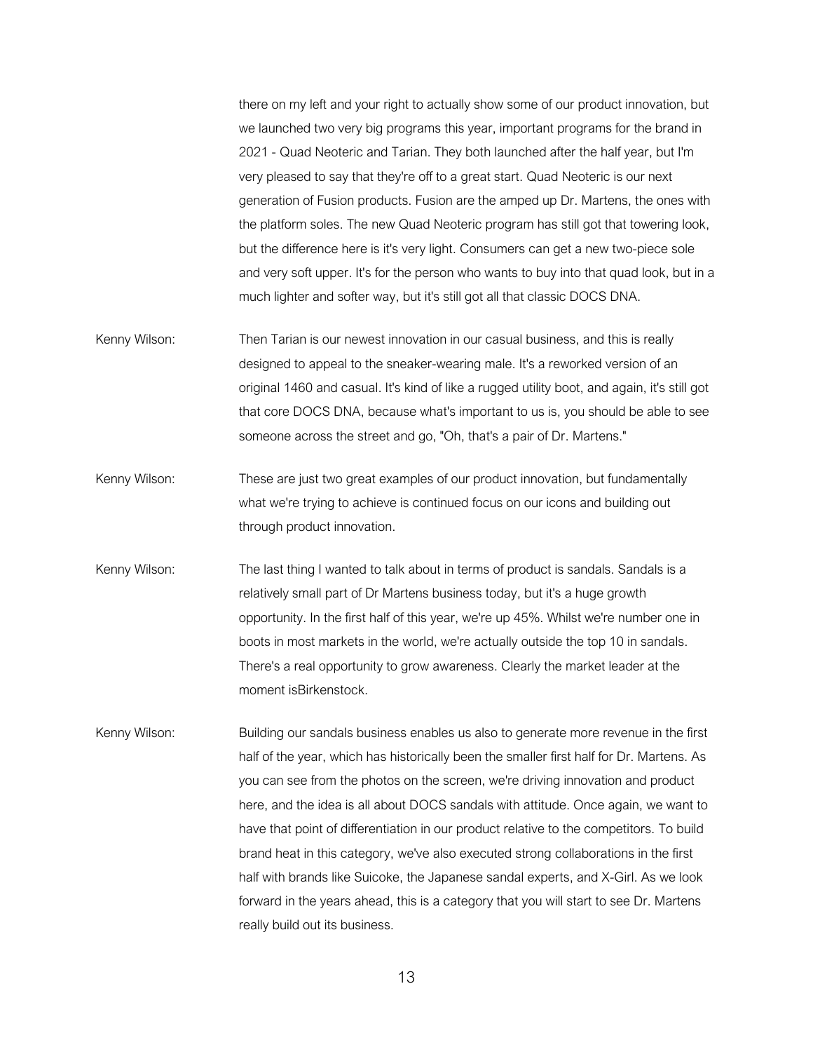there on my left and your right to actually show some of our product innovation, but we launched two very big programs this year, important programs for the brand in 2021 - Quad Neoteric and Tarian. They both launched after the half year, but I'm very pleased to say that they're off to a great start. Quad Neoteric is our next generation of Fusion products. Fusion are the amped up Dr. Martens, the ones with the platform soles. The new Quad Neoteric program has still got that towering look, but the difference here is it's very light. Consumers can get a new two-piece sole and very soft upper. It's for the person who wants to buy into that quad look, but in a much lighter and softer way, but it's still got all that classic DOCS DNA.

Kenny Wilson: Then Tarian is our newest innovation in our casual business, and this is really designed to appeal to the sneaker-wearing male. It's a reworked version of an original 1460 and casual. It's kind of like a rugged utility boot, and again, it's still got that core DOCS DNA, because what's important to us is, you should be able to see someone across the street and go, "Oh, that's a pair of Dr. Martens."

Kenny Wilson: These are just two great examples of our product innovation, but fundamentally what we're trying to achieve is continued focus on our icons and building out through product innovation.

Kenny Wilson: The last thing I wanted to talk about in terms of product is sandals. Sandals is a relatively small part of Dr Martens business today, but it's a huge growth opportunity. In the first half of this year, we're up 45%. Whilst we're number one in boots in most markets in the world, we're actually outside the top 10 in sandals. There's a real opportunity to grow awareness. Clearly the market leader at the moment isBirkenstock.

Kenny Wilson: Building our sandals business enables us also to generate more revenue in the first half of the year, which has historically been the smaller first half for Dr. Martens. As you can see from the photos on the screen, we're driving innovation and product here, and the idea is all about DOCS sandals with attitude. Once again, we want to have that point of differentiation in our product relative to the competitors. To build brand heat in this category, we've also executed strong collaborations in the first half with brands like Suicoke, the Japanese sandal experts, and X-Girl. As we look forward in the years ahead, this is a category that you will start to see Dr. Martens really build out its business.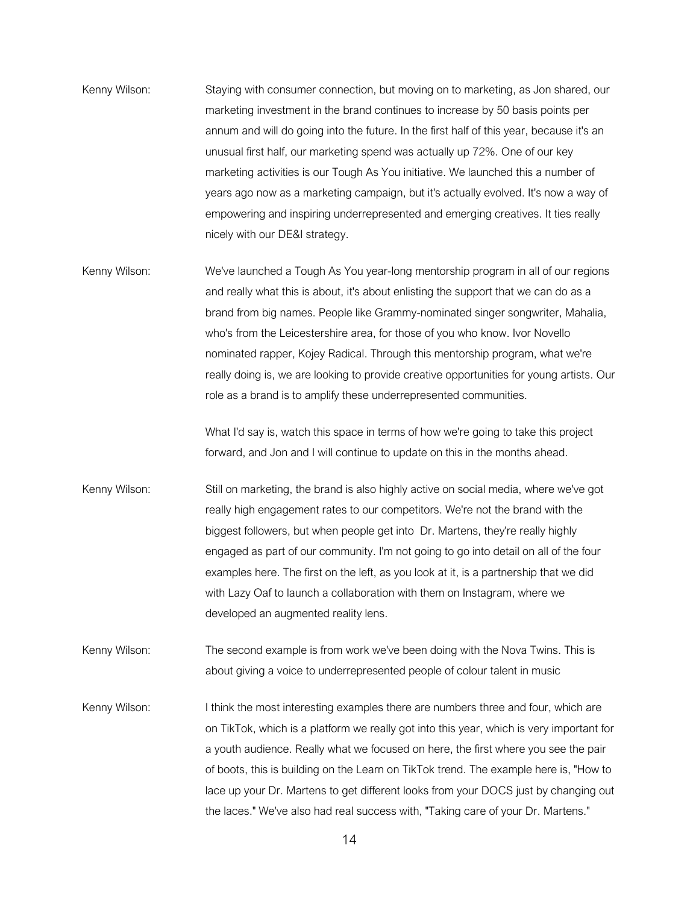Kenny Wilson: Staying with consumer connection, but moving on to marketing, as Jon shared, our marketing investment in the brand continues to increase by 50 basis points per annum and will do going into the future. In the first half of this year, because it's an unusual first half, our marketing spend was actually up 72%. One of our key marketing activities is our Tough As You initiative. We launched this a number of years ago now as a marketing campaign, but it's actually evolved. It's now a way of empowering and inspiring underrepresented and emerging creatives. It ties really nicely with our DE&I strategy.

Kenny Wilson: We've launched a Tough As You year-long mentorship program in all of our regions and really what this is about, it's about enlisting the support that we can do as a brand from big names. People like Grammy-nominated singer songwriter, Mahalia, who's from the Leicestershire area, for those of you who know. Ivor Novello nominated rapper, Kojey Radical. Through this mentorship program, what we're really doing is, we are looking to provide creative opportunities for young artists. Our role as a brand is to amplify these underrepresented communities.

What I'd say is, watch this space in terms of how we're going to take this project forward, and Jon and I will continue to update on this in the months ahead.

Kenny Wilson: Still on marketing, the brand is also highly active on social media, where we've got really high engagement rates to our competitors. We're not the brand with the biggest followers, but when people get into Dr. Martens, they're really highly engaged as part of our community. I'm not going to go into detail on all of the four examples here. The first on the left, as you look at it, is a partnership that we did with Lazy Oaf to launch a collaboration with them on Instagram, where we developed an augmented reality lens.

Kenny Wilson: The second example is from work we've been doing with the Nova Twins. This is about giving a voice to underrepresented people of colour talent in music

Kenny Wilson: I think the most interesting examples there are numbers three and four, which are on TikTok, which is a platform we really got into this year, which is very important for a youth audience. Really what we focused on here, the first where you see the pair of boots, this is building on the Learn on TikTok trend. The example here is, "How to lace up your Dr. Martens to get different looks from your DOCS just by changing out the laces." We've also had real success with, "Taking care of your Dr. Martens."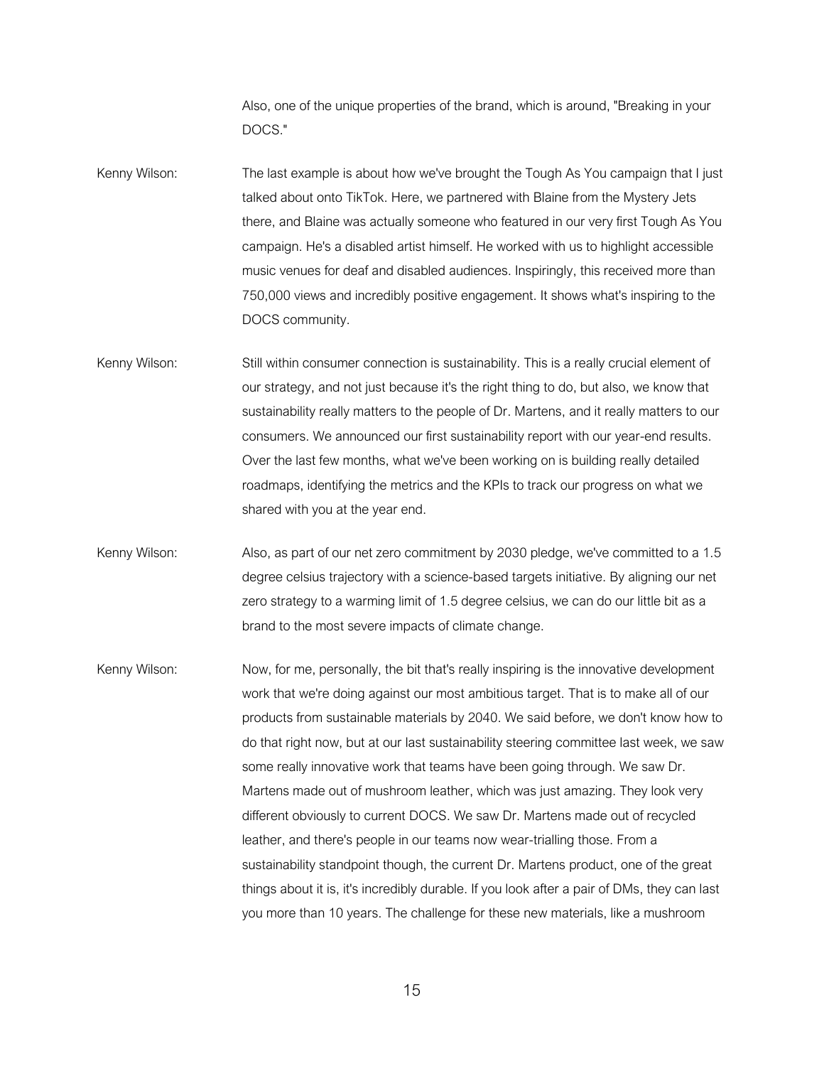Also, one of the unique properties of the brand, which is around, "Breaking in your DOCS."

Kenny Wilson: The last example is about how we've brought the Tough As You campaign that I just talked about onto TikTok. Here, we partnered with Blaine from the Mystery Jets there, and Blaine was actually someone who featured in our very first Tough As You campaign. He's a disabled artist himself. He worked with us to highlight accessible music venues for deaf and disabled audiences. Inspiringly, this received more than 750,000 views and incredibly positive engagement. It shows what's inspiring to the DOCS community.

Kenny Wilson: Still within consumer connection is sustainability. This is a really crucial element of our strategy, and not just because it's the right thing to do, but also, we know that sustainability really matters to the people of Dr. Martens, and it really matters to our consumers. We announced our first sustainability report with our year-end results. Over the last few months, what we've been working on is building really detailed roadmaps, identifying the metrics and the KPIs to track our progress on what we shared with you at the year end.

Kenny Wilson: Also, as part of our net zero commitment by 2030 pledge, we've committed to a 1.5 degree celsius trajectory with a science-based targets initiative. By aligning our net zero strategy to a warming limit of 1.5 degree celsius, we can do our little bit as a brand to the most severe impacts of climate change.

Kenny Wilson: Now, for me, personally, the bit that's really inspiring is the innovative development work that we're doing against our most ambitious target. That is to make all of our products from sustainable materials by 2040. We said before, we don't know how to do that right now, but at our last sustainability steering committee last week, we saw some really innovative work that teams have been going through. We saw Dr. Martens made out of mushroom leather, which was just amazing. They look very different obviously to current DOCS. We saw Dr. Martens made out of recycled leather, and there's people in our teams now wear-trialling those. From a sustainability standpoint though, the current Dr. Martens product, one of the great things about it is, it's incredibly durable. If you look after a pair of DMs, they can last you more than 10 years. The challenge for these new materials, like a mushroom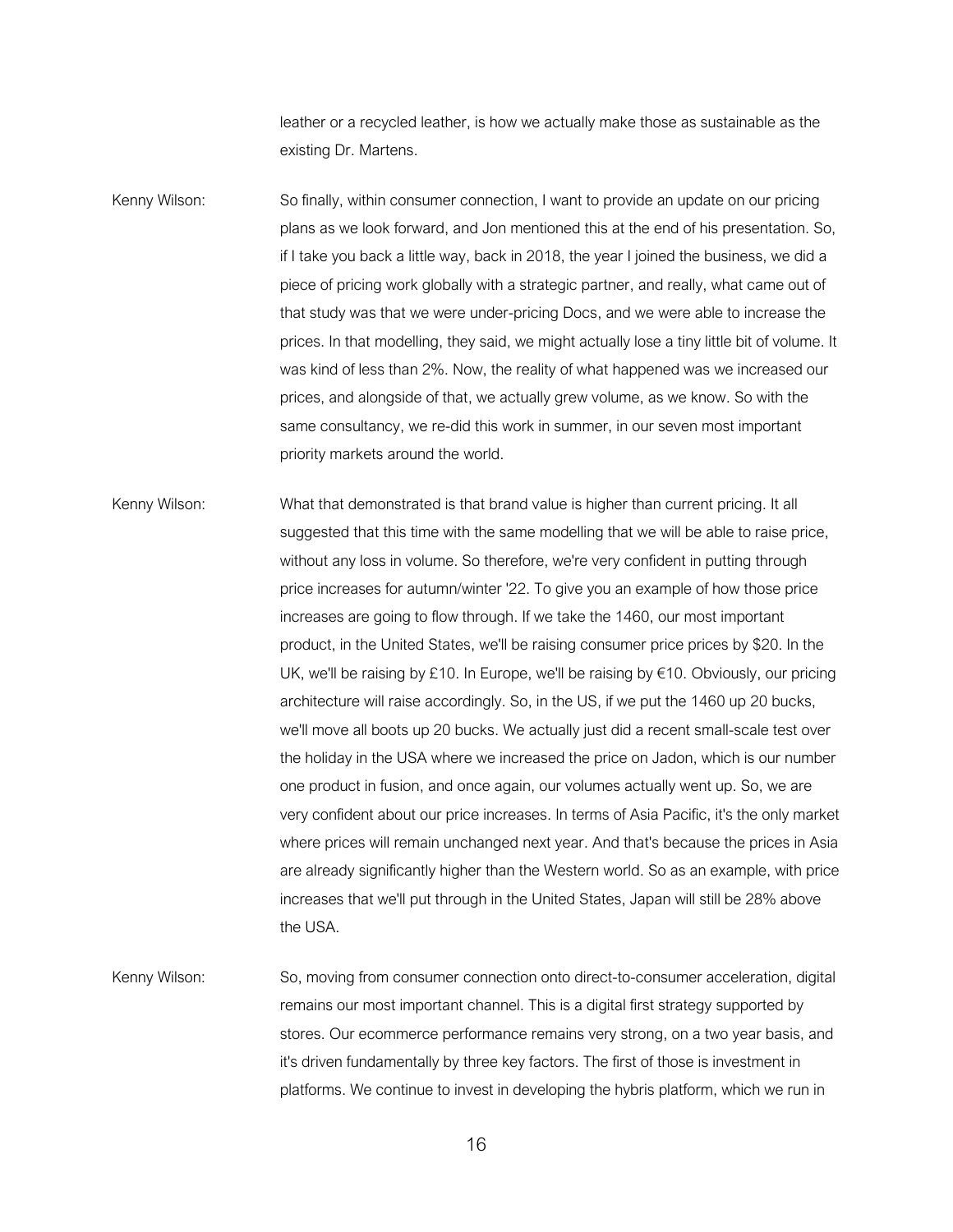leather or a recycled leather, is how we actually make those as sustainable as the existing Dr. Martens.

Kenny Wilson: So finally, within consumer connection, I want to provide an update on our pricing plans as we look forward, and Jon mentioned this at the end of his presentation. So, if I take you back a little way, back in 2018, the year I joined the business, we did a piece of pricing work globally with a strategic partner, and really, what came out of that study was that we were under-pricing Docs, and we were able to increase the prices. In that modelling, they said, we might actually lose a tiny little bit of volume. It was kind of less than 2%. Now, the reality of what happened was we increased our prices, and alongside of that, we actually grew volume, as we know. So with the same consultancy, we re-did this work in summer, in our seven most important priority markets around the world.

Kenny Wilson: What that demonstrated is that brand value is higher than current pricing. It all suggested that this time with the same modelling that we will be able to raise price, without any loss in volume. So therefore, we're very confident in putting through price increases for autumn/winter '22. To give you an example of how those price increases are going to flow through. If we take the 1460, our most important product, in the United States, we'll be raising consumer price prices by $20. In the UK, we'll be raising by £10. In Europe, we'll be raising by €10. Obviously, our pricing architecture will raise accordingly. So, in the US, if we put the 1460 up 20 bucks, we'll move all boots up 20 bucks. We actually just did a recent small-scale test over the holiday in the USA where we increased the price on Jadon, which is our number one product in fusion, and once again, our volumes actually went up. So, we are very confident about our price increases. In terms of Asia Pacific, it's the only market where prices will remain unchanged next year. And that's because the prices in Asia are already significantly higher than the Western world. So as an example, with price increases that we'll put through in the United States, Japan will still be 28% above the USA.

Kenny Wilson: So, moving from consumer connection onto direct-to-consumer acceleration, digital remains our most important channel. This is a digital first strategy supported by stores. Our ecommerce performance remains very strong, on a two year basis, and it's driven fundamentally by three key factors. The first of those is investment in platforms. We continue to invest in developing the hybris platform, which we run in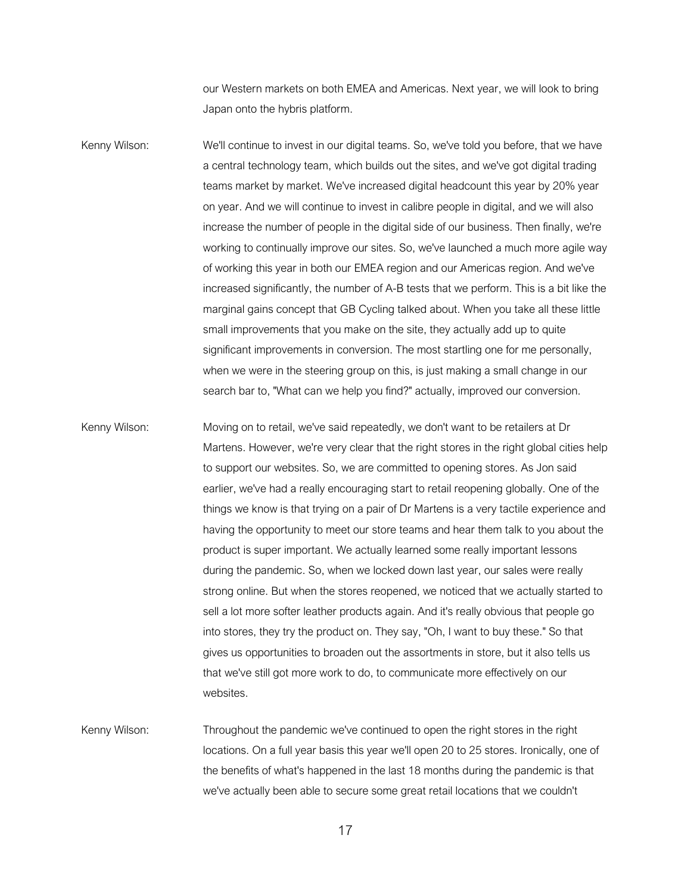our Western markets on both EMEA and Americas. Next year, we will look to bring Japan onto the hybris platform.

Kenny Wilson: We'll continue to invest in our digital teams. So, we've told you before, that we have a central technology team, which builds out the sites, and we've got digital trading teams market by market. We've increased digital headcount this year by 20% year on year. And we will continue to invest in calibre people in digital, and we will also increase the number of people in the digital side of our business. Then finally, we're working to continually improve our sites. So, we've launched a much more agile way of working this year in both our EMEA region and our Americas region. And we've increased significantly, the number of A-B tests that we perform. This is a bit like the marginal gains concept that GB Cycling talked about. When you take all these little small improvements that you make on the site, they actually add up to quite significant improvements in conversion. The most startling one for me personally, when we were in the steering group on this, is just making a small change in our search bar to, "What can we help you find?" actually, improved our conversion.

Kenny Wilson: Moving on to retail, we've said repeatedly, we don't want to be retailers at Dr Martens. However, we're very clear that the right stores in the right global cities help to support our websites. So, we are committed to opening stores. As Jon said earlier, we've had a really encouraging start to retail reopening globally. One of the things we know is that trying on a pair of Dr Martens is a very tactile experience and having the opportunity to meet our store teams and hear them talk to you about the product is super important. We actually learned some really important lessons during the pandemic. So, when we locked down last year, our sales were really strong online. But when the stores reopened, we noticed that we actually started to sell a lot more softer leather products again. And it's really obvious that people go into stores, they try the product on. They say, "Oh, I want to buy these." So that gives us opportunities to broaden out the assortments in store, but it also tells us that we've still got more work to do, to communicate more effectively on our websites.

Kenny Wilson: Throughout the pandemic we've continued to open the right stores in the right locations. On a full year basis this year we'll open 20 to 25 stores. Ironically, one of the benefits of what's happened in the last 18 months during the pandemic is that we've actually been able to secure some great retail locations that we couldn't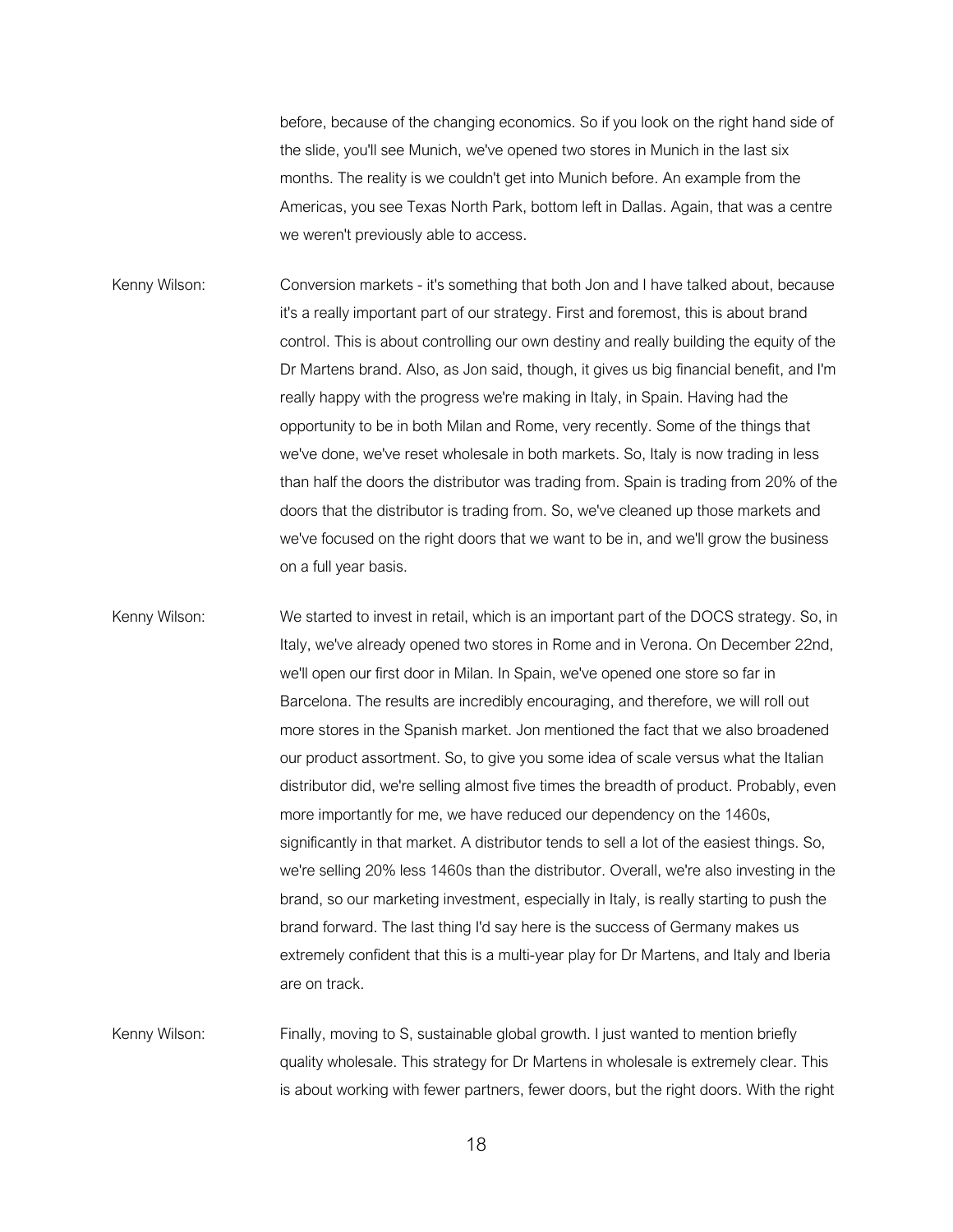before, because of the changing economics. So if you look on the right hand side of the slide, you'll see Munich, we've opened two stores in Munich in the last six months. The reality is we couldn't get into Munich before. An example from the Americas, you see Texas North Park, bottom left in Dallas. Again, that was a centre we weren't previously able to access.

Kenny Wilson: Conversion markets - it's something that both Jon and I have talked about, because it's a really important part of our strategy. First and foremost, this is about brand control. This is about controlling our own destiny and really building the equity of the Dr Martens brand. Also, as Jon said, though, it gives us big financial benefit, and I'm really happy with the progress we're making in Italy, in Spain. Having had the opportunity to be in both Milan and Rome, very recently. Some of the things that we've done, we've reset wholesale in both markets. So, Italy is now trading in less than half the doors the distributor was trading from. Spain is trading from 20% of the doors that the distributor is trading from. So, we've cleaned up those markets and we've focused on the right doors that we want to be in, and we'll grow the business on a full year basis.

Kenny Wilson: We started to invest in retail, which is an important part of the DOCS strategy. So, in Italy, we've already opened two stores in Rome and in Verona. On December 22nd, we'll open our first door in Milan. In Spain, we've opened one store so far in Barcelona. The results are incredibly encouraging, and therefore, we will roll out more stores in the Spanish market. Jon mentioned the fact that we also broadened our product assortment. So, to give you some idea of scale versus what the Italian distributor did, we're selling almost five times the breadth of product. Probably, even more importantly for me, we have reduced our dependency on the 1460s, significantly in that market. A distributor tends to sell a lot of the easiest things. So, we're selling 20% less 1460s than the distributor. Overall, we're also investing in the brand, so our marketing investment, especially in Italy, is really starting to push the brand forward. The last thing I'd say here is the success of Germany makes us extremely confident that this is a multi-year play for Dr Martens, and Italy and Iberia are on track.

Kenny Wilson: Finally, moving to S, sustainable global growth. I just wanted to mention briefly quality wholesale. This strategy for Dr Martens in wholesale is extremely clear. This is about working with fewer partners, fewer doors, but the right doors. With the right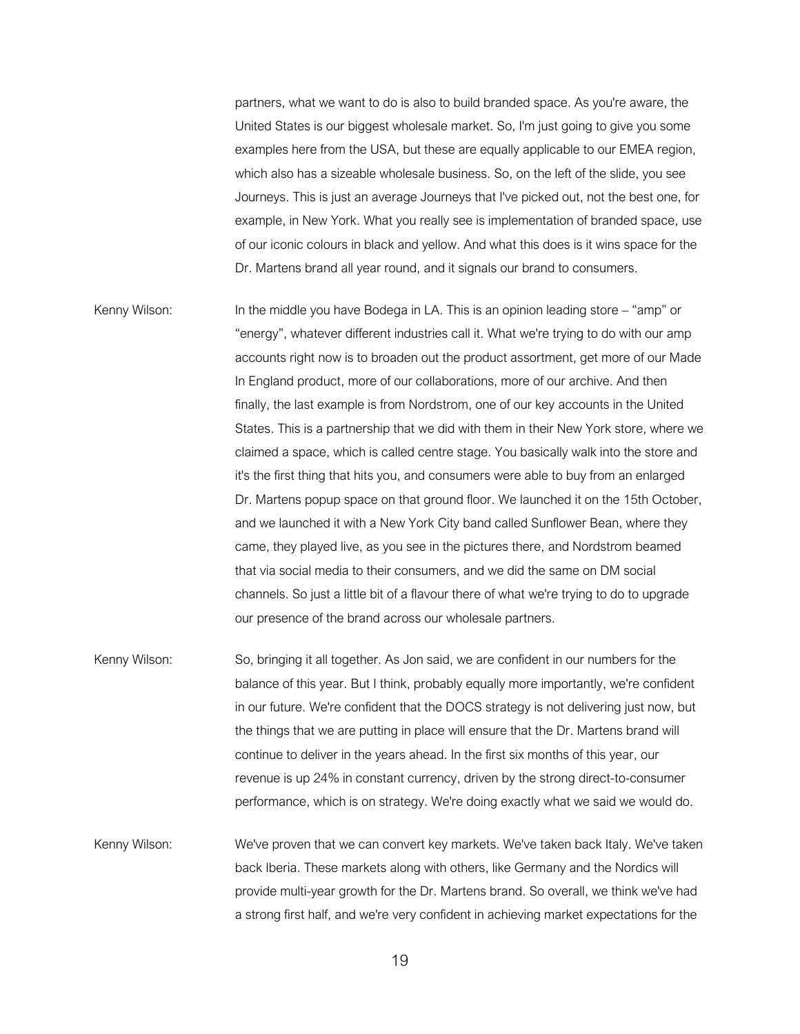partners, what we want to do is also to build branded space. As you're aware, the United States is our biggest wholesale market. So, I'm just going to give you some examples here from the USA, but these are equally applicable to our EMEA region, which also has a sizeable wholesale business. So, on the left of the slide, you see Journeys. This is just an average Journeys that I've picked out, not the best one, for example, in New York. What you really see is implementation of branded space, use of our iconic colours in black and yellow. And what this does is it wins space for the Dr. Martens brand all year round, and it signals our brand to consumers.

Kenny Wilson: In the middle you have Bodega in LA. This is an opinion leading store – "amp" or "energy", whatever different industries call it. What we're trying to do with our amp accounts right now is to broaden out the product assortment, get more of our Made In England product, more of our collaborations, more of our archive. And then finally, the last example is from Nordstrom, one of our key accounts in the United States. This is a partnership that we did with them in their New York store, where we claimed a space, which is called centre stage. You basically walk into the store and it's the first thing that hits you, and consumers were able to buy from an enlarged Dr. Martens popup space on that ground floor. We launched it on the 15th October, and we launched it with a New York City band called Sunflower Bean, where they came, they played live, as you see in the pictures there, and Nordstrom beamed that via social media to their consumers, and we did the same on DM social channels. So just a little bit of a flavour there of what we're trying to do to upgrade our presence of the brand across our wholesale partners.

Kenny Wilson: So, bringing it all together. As Jon said, we are confident in our numbers for the balance of this year. But I think, probably equally more importantly, we're confident in our future. We're confident that the DOCS strategy is not delivering just now, but the things that we are putting in place will ensure that the Dr. Martens brand will continue to deliver in the years ahead. In the first six months of this year, our revenue is up 24% in constant currency, driven by the strong direct-to-consumer performance, which is on strategy. We're doing exactly what we said we would do.

Kenny Wilson: We've proven that we can convert key markets. We've taken back Italy. We've taken back Iberia. These markets along with others, like Germany and the Nordics will provide multi-year growth for the Dr. Martens brand. So overall, we think we've had a strong first half, and we're very confident in achieving market expectations for the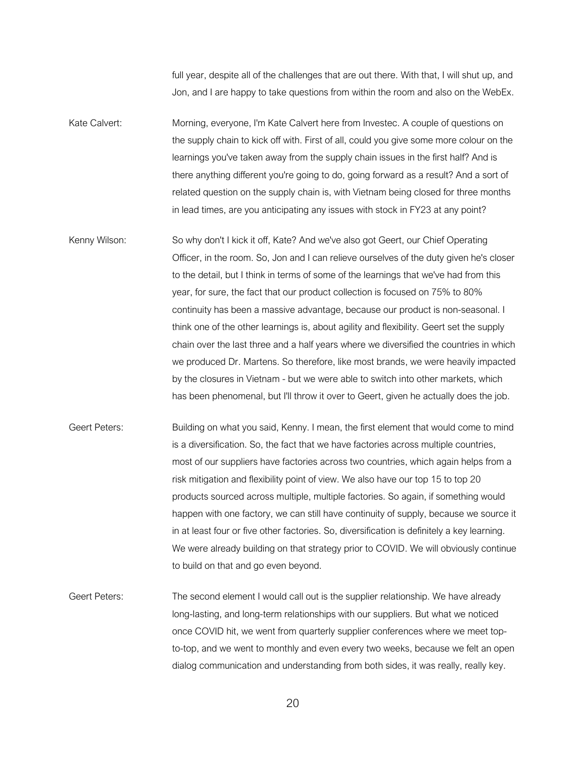full year, despite all of the challenges that are out there. With that, I will shut up, and Jon, and I are happy to take questions from within the room and also on the WebEx.

Kate Calvert: Morning, everyone, I'm Kate Calvert here from Investec. A couple of questions on the supply chain to kick off with. First of all, could you give some more colour on the learnings you've taken away from the supply chain issues in the first half? And is there anything different you're going to do, going forward as a result? And a sort of related question on the supply chain is, with Vietnam being closed for three months in lead times, are you anticipating any issues with stock in FY23 at any point?

Kenny Wilson: So why don't I kick it off, Kate? And we've also got Geert, our Chief Operating Officer, in the room. So, Jon and I can relieve ourselves of the duty given he's closer to the detail, but I think in terms of some of the learnings that we've had from this year, for sure, the fact that our product collection is focused on 75% to 80% continuity has been a massive advantage, because our product is non-seasonal. I think one of the other learnings is, about agility and flexibility. Geert set the supply chain over the last three and a half years where we diversified the countries in which we produced Dr. Martens. So therefore, like most brands, we were heavily impacted by the closures in Vietnam - but we were able to switch into other markets, which has been phenomenal, but I'll throw it over to Geert, given he actually does the job.

Geert Peters: Building on what you said, Kenny. I mean, the first element that would come to mind is a diversification. So, the fact that we have factories across multiple countries, most of our suppliers have factories across two countries, which again helps from a risk mitigation and flexibility point of view. We also have our top 15 to top 20 products sourced across multiple, multiple factories. So again, if something would happen with one factory, we can still have continuity of supply, because we source it in at least four or five other factories. So, diversification is definitely a key learning. We were already building on that strategy prior to COVID. We will obviously continue to build on that and go even beyond.

Geert Peters: The second element I would call out is the supplier relationship. We have already long-lasting, and long-term relationships with our suppliers. But what we noticed once COVID hit, we went from quarterly supplier conferences where we meet top-to-top, and we went to monthly and even every two weeks, because we felt an open dialog communication and understanding from both sides, it was really, really key.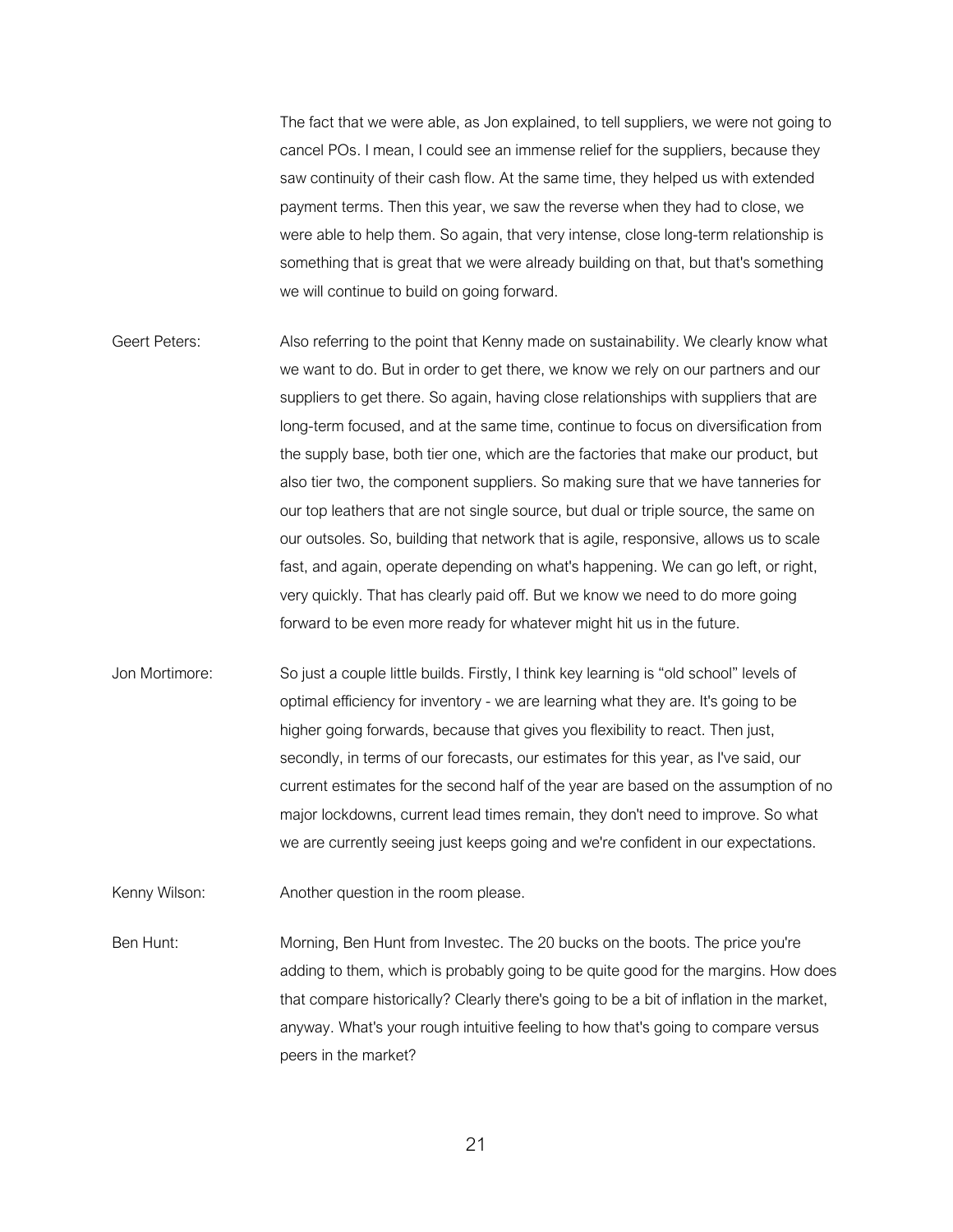The fact that we were able, as Jon explained, to tell suppliers, we were not going to cancel POs. I mean, I could see an immense relief for the suppliers, because they saw continuity of their cash flow. At the same time, they helped us with extended payment terms. Then this year, we saw the reverse when they had to close, we were able to help them. So again, that very intense, close long-term relationship is something that is great that we were already building on that, but that's something we will continue to build on going forward.

Geert Peters: Also referring to the point that Kenny made on sustainability. We clearly know what we want to do. But in order to get there, we know we rely on our partners and our suppliers to get there. So again, having close relationships with suppliers that are long-term focused, and at the same time, continue to focus on diversification from the supply base, both tier one, which are the factories that make our product, but also tier two, the component suppliers. So making sure that we have tanneries for our top leathers that are not single source, but dual or triple source, the same on our outsoles. So, building that network that is agile, responsive, allows us to scale fast, and again, operate depending on what's happening. We can go left, or right, very quickly. That has clearly paid off. But we know we need to do more going forward to be even more ready for whatever might hit us in the future.

Jon Mortimore: So just a couple little builds. Firstly, I think key learning is "old school" levels of optimal efficiency for inventory - we are learning what they are. It's going to be higher going forwards, because that gives you flexibility to react. Then just, secondly, in terms of our forecasts, our estimates for this year, as I've said, our current estimates for the second half of the year are based on the assumption of no major lockdowns, current lead times remain, they don't need to improve. So what we are currently seeing just keeps going and we're confident in our expectations.

Kenny Wilson: Another question in the room please.

Ben Hunt: Morning, Ben Hunt from Investec. The 20 bucks on the boots. The price you're adding to them, which is probably going to be quite good for the margins. How does that compare historically? Clearly there's going to be a bit of inflation in the market, anyway. What's your rough intuitive feeling to how that's going to compare versus peers in the market?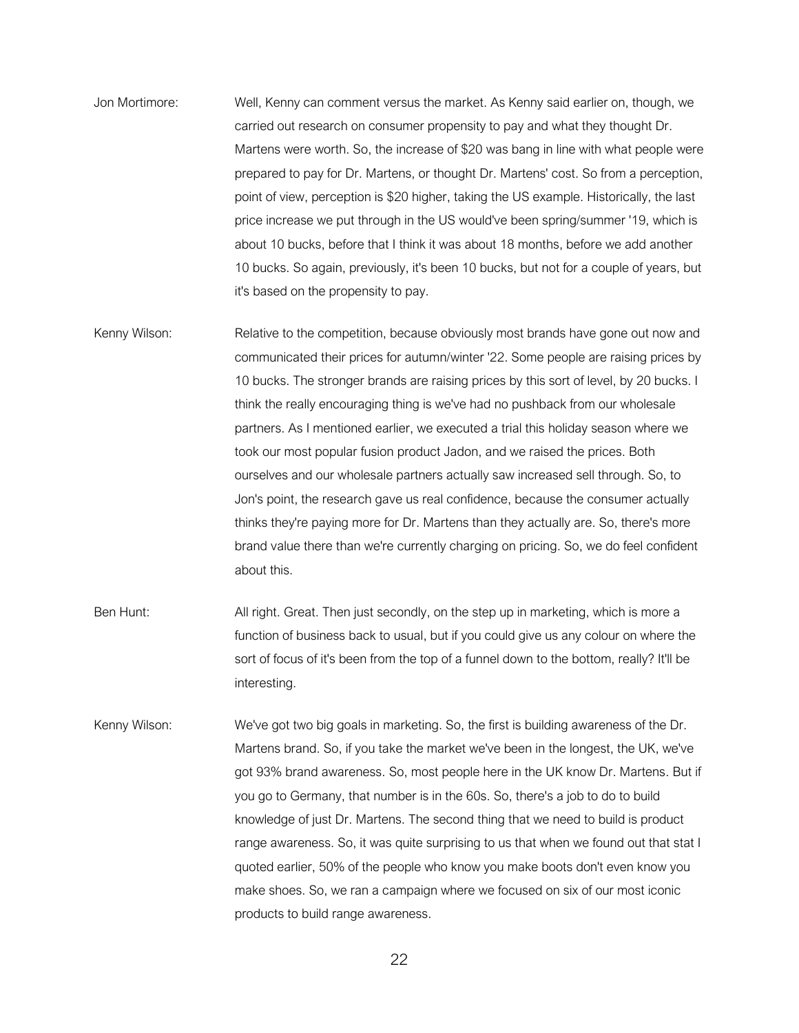Jon Mortimore: Well, Kenny can comment versus the market. As Kenny said earlier on, though, we carried out research on consumer propensity to pay and what they thought Dr. Martens were worth. So, the increase of $20 was bang in line with what people were prepared to pay for Dr. Martens, or thought Dr. Martens' cost. So from a perception, point of view, perception is $20 higher, taking the US example. Historically, the last price increase we put through in the US would've been spring/summer '19, which is about 10 bucks, before that I think it was about 18 months, before we add another 10 bucks. So again, previously, it's been 10 bucks, but not for a couple of years, but it's based on the propensity to pay.

Kenny Wilson: Relative to the competition, because obviously most brands have gone out now and communicated their prices for autumn/winter '22. Some people are raising prices by 10 bucks. The stronger brands are raising prices by this sort of level, by 20 bucks. I think the really encouraging thing is we've had no pushback from our wholesale partners. As I mentioned earlier, we executed a trial this holiday season where we took our most popular fusion product Jadon, and we raised the prices. Both ourselves and our wholesale partners actually saw increased sell through. So, to Jon's point, the research gave us real confidence, because the consumer actually thinks they're paying more for Dr. Martens than they actually are. So, there's more brand value there than we're currently charging on pricing. So, we do feel confident about this.

Ben Hunt: All right. Great. Then just secondly, on the step up in marketing, which is more a function of business back to usual, but if you could give us any colour on where the sort of focus of it's been from the top of a funnel down to the bottom, really? It'll be interesting.

Kenny Wilson: We've got two big goals in marketing. So, the first is building awareness of the Dr. Martens brand. So, if you take the market we've been in the longest, the UK, we've got 93% brand awareness. So, most people here in the UK know Dr. Martens. But if you go to Germany, that number is in the 60s. So, there's a job to do to build knowledge of just Dr. Martens. The second thing that we need to build is product range awareness. So, it was quite surprising to us that when we found out that stat I quoted earlier, 50% of the people who know you make boots don't even know you make shoes. So, we ran a campaign where we focused on six of our most iconic products to build range awareness.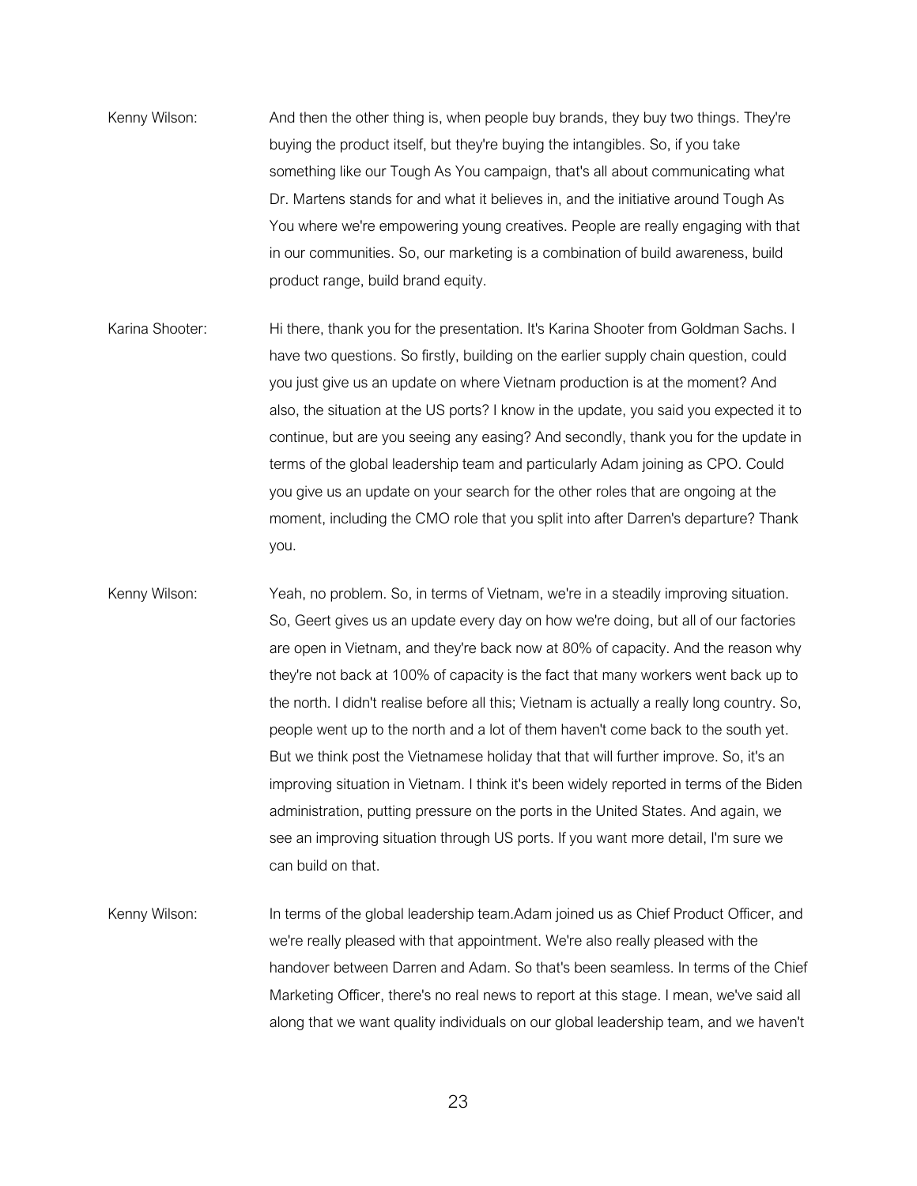Kenny Wilson: And then the other thing is, when people buy brands, they buy two things. They're buying the product itself, but they're buying the intangibles. So, if you take something like our Tough As You campaign, that's all about communicating what Dr. Martens stands for and what it believes in, and the initiative around Tough As You where we're empowering young creatives. People are really engaging with that in our communities. So, our marketing is a combination of build awareness, build product range, build brand equity.

Karina Shooter: Hi there, thank you for the presentation. It's Karina Shooter from Goldman Sachs. I have two questions. So firstly, building on the earlier supply chain question, could you just give us an update on where Vietnam production is at the moment? And also, the situation at the US ports? I know in the update, you said you expected it to continue, but are you seeing any easing? And secondly, thank you for the update in terms of the global leadership team and particularly Adam joining as CPO. Could you give us an update on your search for the other roles that are ongoing at the moment, including the CMO role that you split into after Darren's departure? Thank you.

Kenny Wilson: Yeah, no problem. So, in terms of Vietnam, we're in a steadily improving situation. So, Geert gives us an update every day on how we're doing, but all of our factories are open in Vietnam, and they're back now at 80% of capacity. And the reason why they're not back at 100% of capacity is the fact that many workers went back up to the north. I didn't realise before all this; Vietnam is actually a really long country. So, people went up to the north and a lot of them haven't come back to the south yet. But we think post the Vietnamese holiday that that will further improve. So, it's an improving situation in Vietnam. I think it's been widely reported in terms of the Biden administration, putting pressure on the ports in the United States. And again, we see an improving situation through US ports. If you want more detail, I'm sure we can build on that.

Kenny Wilson: In terms of the global leadership team.Adam joined us as Chief Product Officer, and we're really pleased with that appointment. We're also really pleased with the handover between Darren and Adam. So that's been seamless. In terms of the Chief Marketing Officer, there's no real news to report at this stage. I mean, we've said all along that we want quality individuals on our global leadership team, and we haven't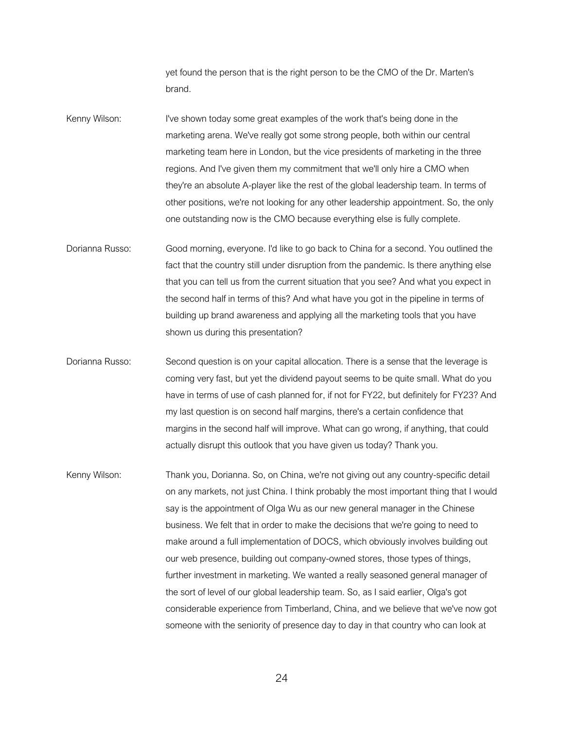yet found the person that is the right person to be the CMO of the Dr. Marten's brand.

Kenny Wilson: I've shown today some great examples of the work that's being done in the marketing arena. We've really got some strong people, both within our central marketing team here in London, but the vice presidents of marketing in the three regions. And I've given them my commitment that we'll only hire a CMO when they're an absolute A-player like the rest of the global leadership team. In terms of other positions, we're not looking for any other leadership appointment. So, the only one outstanding now is the CMO because everything else is fully complete.

Dorianna Russo: Good morning, everyone. I'd like to go back to China for a second. You outlined the fact that the country still under disruption from the pandemic. Is there anything else that you can tell us from the current situation that you see? And what you expect in the second half in terms of this? And what have you got in the pipeline in terms of building up brand awareness and applying all the marketing tools that you have shown us during this presentation?

Dorianna Russo: Second question is on your capital allocation. There is a sense that the leverage is coming very fast, but yet the dividend payout seems to be quite small. What do you have in terms of use of cash planned for, if not for FY22, but definitely for FY23? And my last question is on second half margins, there's a certain confidence that margins in the second half will improve. What can go wrong, if anything, that could actually disrupt this outlook that you have given us today? Thank you.

Kenny Wilson: Thank you, Dorianna. So, on China, we're not giving out any country-specific detail on any markets, not just China. I think probably the most important thing that I would say is the appointment of Olga Wu as our new general manager in the Chinese business. We felt that in order to make the decisions that we're going to need to make around a full implementation of DOCS, which obviously involves building out our web presence, building out company-owned stores, those types of things, further investment in marketing. We wanted a really seasoned general manager of the sort of level of our global leadership team. So, as I said earlier, Olga's got considerable experience from Timberland, China, and we believe that we've now got someone with the seniority of presence day to day in that country who can look at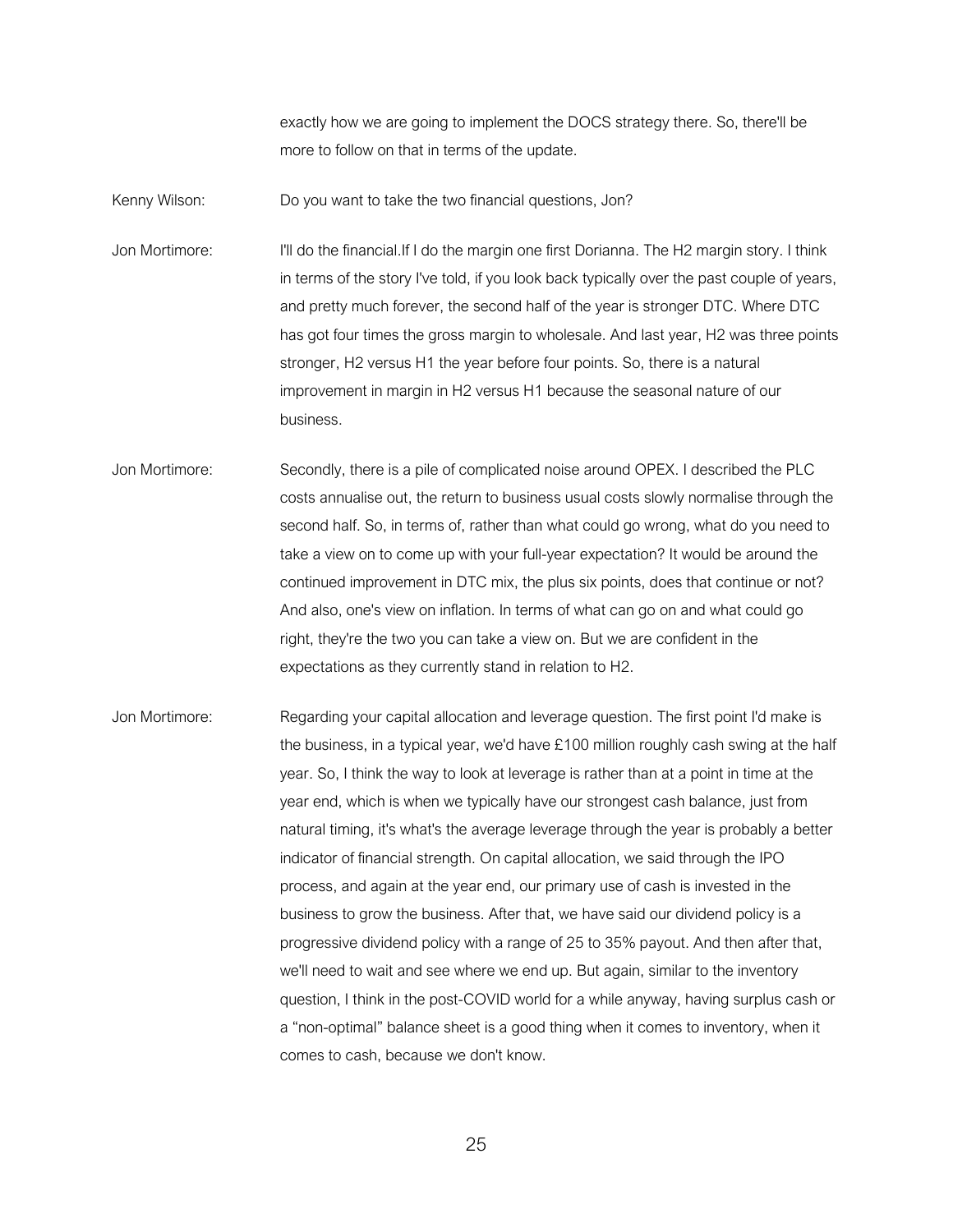exactly how we are going to implement the DOCS strategy there. So, there'll be more to follow on that in terms of the update.

Kenny Wilson: Do you want to take the two financial questions, Jon?

Jon Mortimore: I'll do the financial.If I do the margin one first Dorianna. The H2 margin story. I think in terms of the story I've told, if you look back typically over the past couple of years, and pretty much forever, the second half of the year is stronger DTC. Where DTC has got four times the gross margin to wholesale. And last year, H2 was three points stronger, H2 versus H1 the year before four points. So, there is a natural improvement in margin in H2 versus H1 because the seasonal nature of our business.

Jon Mortimore: Secondly, there is a pile of complicated noise around OPEX. I described the PLC costs annualise out, the return to business usual costs slowly normalise through the second half. So, in terms of, rather than what could go wrong, what do you need to take a view on to come up with your full-year expectation? It would be around the continued improvement in DTC mix, the plus six points, does that continue or not? And also, one's view on inflation. In terms of what can go on and what could go right, they're the two you can take a view on. But we are confident in the expectations as they currently stand in relation to H2.

Jon Mortimore: Regarding your capital allocation and leverage question. The first point I'd make is the business, in a typical year, we'd have £100 million roughly cash swing at the half year. So, I think the way to look at leverage is rather than at a point in time at the year end, which is when we typically have our strongest cash balance, just from natural timing, it's what's the average leverage through the year is probably a better indicator of financial strength. On capital allocation, we said through the IPO process, and again at the year end, our primary use of cash is invested in the business to grow the business. After that, we have said our dividend policy is a progressive dividend policy with a range of 25 to 35% payout. And then after that, we'll need to wait and see where we end up. But again, similar to the inventory question, I think in the post-COVID world for a while anyway, having surplus cash or a "non-optimal" balance sheet is a good thing when it comes to inventory, when it comes to cash, because we don't know.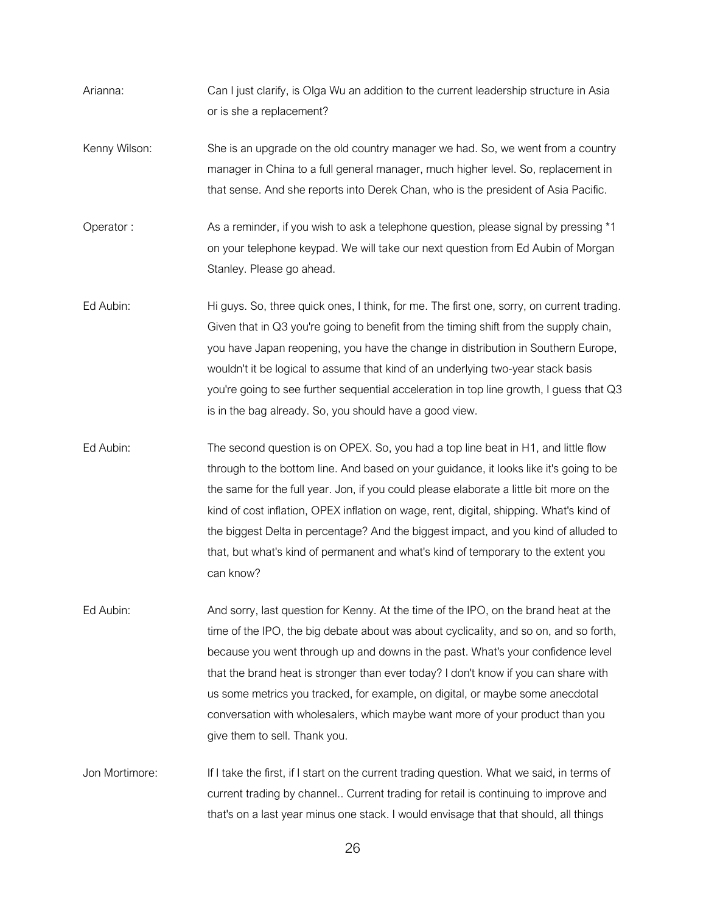**Arianna:** Can I just clarify, is Olga Wu an addition to the current leadership structure in Asia or is she a replacement?

**Kenny Wilson:** She is an upgrade on the old country manager we had. So, we went from a country manager in China to a full general manager, much higher level. So, replacement in that sense. And she reports into Derek Chan, who is the president of Asia Pacific.

**Operator :** As a reminder, if you wish to ask a telephone question, please signal by pressing *1 on your telephone keypad. We will take our next question from Ed Aubin of Morgan Stanley. Please go ahead.

**Ed Aubin:** Hi guys. So, three quick ones, I think, for me. The first one, sorry, on current trading. Given that in Q3 you're going to benefit from the timing shift from the supply chain, you have Japan reopening, you have the change in distribution in Southern Europe, wouldn't it be logical to assume that kind of an underlying two-year stack basis you're going to see further sequential acceleration in top line growth, I guess that Q3 is in the bag already. So, you should have a good view.

**Ed Aubin:** The second question is on OPEX. So, you had a top line beat in H1, and little flow through to the bottom line. And based on your guidance, it looks like it's going to be the same for the full year. Jon, if you could please elaborate a little bit more on the kind of cost inflation, OPEX inflation on wage, rent, digital, shipping. What's kind of the biggest Delta in percentage? And the biggest impact, and you kind of alluded to that, but what's kind of permanent and what's kind of temporary to the extent you can know?

**Ed Aubin:** And sorry, last question for Kenny. At the time of the IPO, on the brand heat at the time of the IPO, the big debate about was about cyclicality, and so on, and so forth, because you went through up and downs in the past. What's your confidence level that the brand heat is stronger than ever today? I don't know if you can share with us some metrics you tracked, for example, on digital, or maybe some anecdotal conversation with wholesalers, which maybe want more of your product than you give them to sell. Thank you.

**Jon Mortimore:** If I take the first, if I start on the current trading question. What we said, in terms of current trading by channel.. Current trading for retail is continuing to improve and that's on a last year minus one stack. I would envisage that that should, all things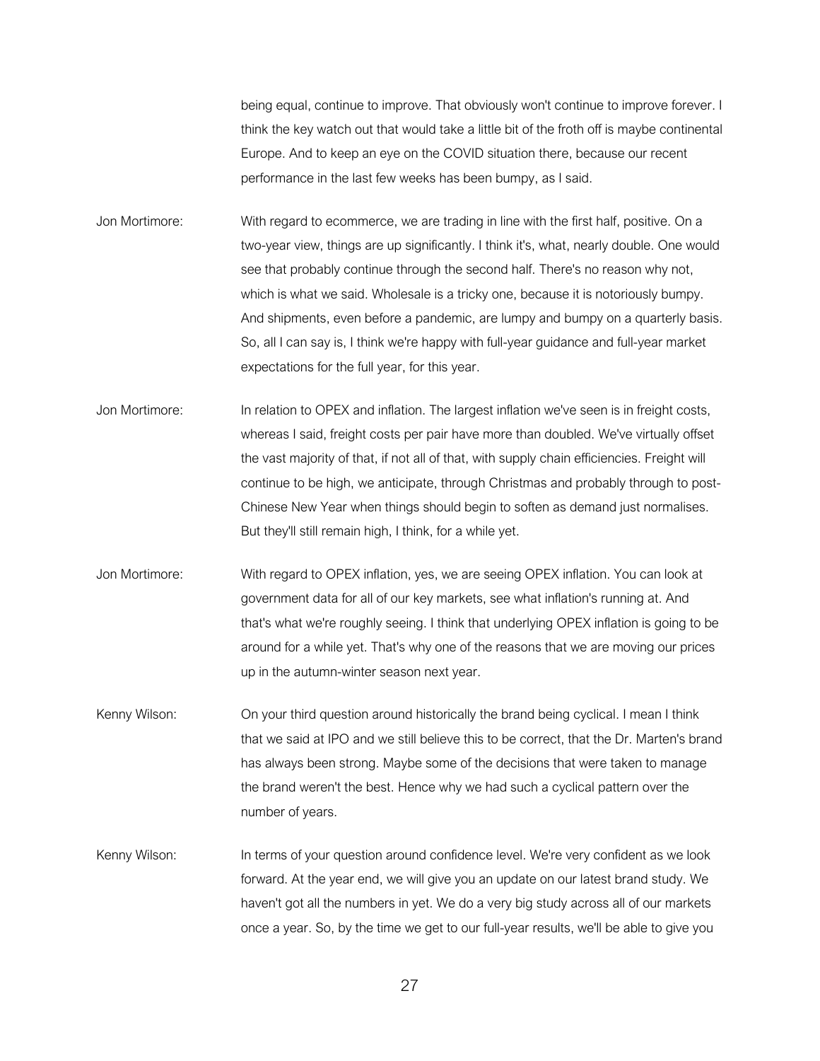being equal, continue to improve. That obviously won't continue to improve forever. I think the key watch out that would take a little bit of the froth off is maybe continental Europe. And to keep an eye on the COVID situation there, because our recent performance in the last few weeks has been bumpy, as I said.

Jon Mortimore: With regard to ecommerce, we are trading in line with the first half, positive. On a two-year view, things are up significantly. I think it's, what, nearly double. One would see that probably continue through the second half. There's no reason why not, which is what we said. Wholesale is a tricky one, because it is notoriously bumpy. And shipments, even before a pandemic, are lumpy and bumpy on a quarterly basis. So, all I can say is, I think we're happy with full-year guidance and full-year market expectations for the full year, for this year.

Jon Mortimore: In relation to OPEX and inflation. The largest inflation we've seen is in freight costs, whereas I said, freight costs per pair have more than doubled. We've virtually offset the vast majority of that, if not all of that, with supply chain efficiencies. Freight will continue to be high, we anticipate, through Christmas and probably through to post-Chinese New Year when things should begin to soften as demand just normalises. But they'll still remain high, I think, for a while yet.

Jon Mortimore: With regard to OPEX inflation, yes, we are seeing OPEX inflation. You can look at government data for all of our key markets, see what inflation's running at. And that's what we're roughly seeing. I think that underlying OPEX inflation is going to be around for a while yet. That's why one of the reasons that we are moving our prices up in the autumn-winter season next year.

Kenny Wilson: On your third question around historically the brand being cyclical. I mean I think that we said at IPO and we still believe this to be correct, that the Dr. Marten's brand has always been strong. Maybe some of the decisions that were taken to manage the brand weren't the best. Hence why we had such a cyclical pattern over the number of years.

Kenny Wilson: In terms of your question around confidence level. We're very confident as we look forward. At the year end, we will give you an update on our latest brand study. We haven't got all the numbers in yet. We do a very big study across all of our markets once a year. So, by the time we get to our full-year results, we'll be able to give you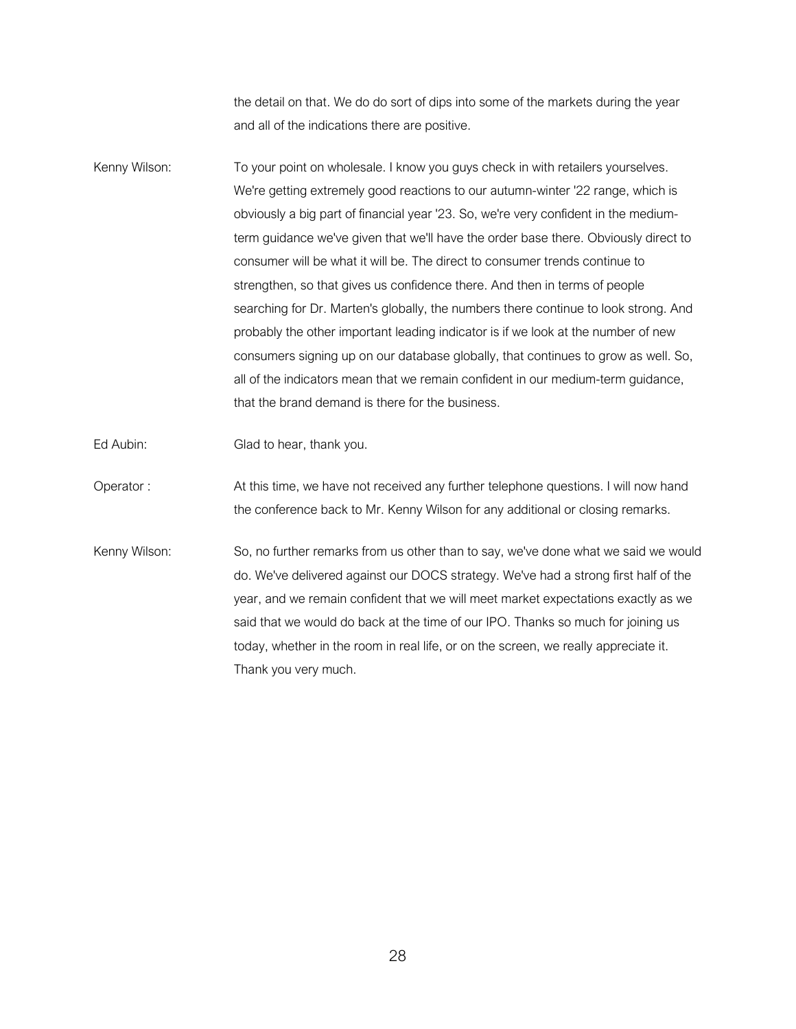the detail on that. We do do sort of dips into some of the markets during the year and all of the indications there are positive.

Kenny Wilson: To your point on wholesale. I know you guys check in with retailers yourselves. We're getting extremely good reactions to our autumn-winter '22 range, which is obviously a big part of financial year '23. So, we're very confident in the medium-term guidance we've given that we'll have the order base there. Obviously direct to consumer will be what it will be. The direct to consumer trends continue to strengthen, so that gives us confidence there. And then in terms of people searching for Dr. Marten's globally, the numbers there continue to look strong. And probably the other important leading indicator is if we look at the number of new consumers signing up on our database globally, that continues to grow as well. So, all of the indicators mean that we remain confident in our medium-term guidance, that the brand demand is there for the business.

Ed Aubin: Glad to hear, thank you.

Operator : At this time, we have not received any further telephone questions. I will now hand the conference back to Mr. Kenny Wilson for any additional or closing remarks.

Kenny Wilson: So, no further remarks from us other than to say, we've done what we said we would do. We've delivered against our DOCS strategy. We've had a strong first half of the year, and we remain confident that we will meet market expectations exactly as we said that we would do back at the time of our IPO. Thanks so much for joining us today, whether in the room in real life, or on the screen, we really appreciate it. Thank you very much.